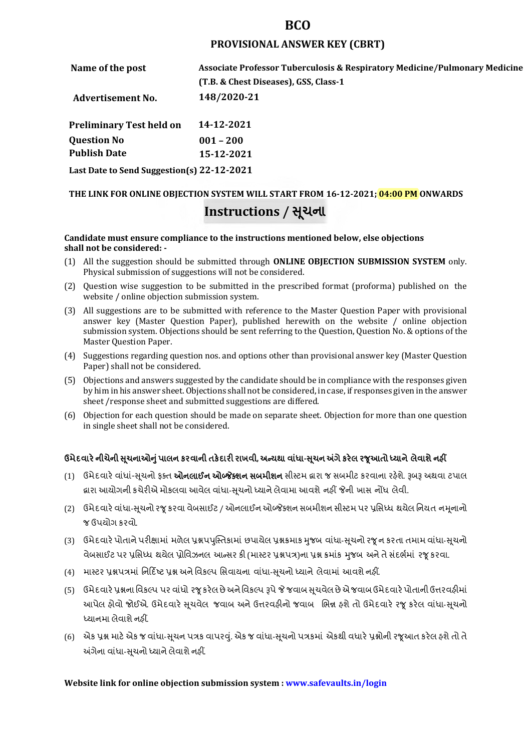# BCO

## PROVISIONAL ANSWER KEY (CBRT)

| | |
|---|---|
| **Name of the post** | **Associate Professor Tuberculosis & Respiratory Medicine/Pulmonary Medicine (T.B. & Chest Diseases), GSS, Class-1** |
| **Advertisement No.** | **148/2020-21** |
| **Preliminary Test held on** | **14-12-2021** |
| **Question No** | **001 – 200** |
| **Publish Date** | **15-12-2021** |
| **Last Date to Send Suggestion(s)** | **22-12-2021** |

**THE LINK FOR ONLINE OBJECTION SYSTEM WILL START FROM 16-12-2021; 04:00 PM ONWARDS**

## Instructions / સૂચના

**Candidate must ensure compliance to the instructions mentioned below, else objections shall not be considered: -**

(1) All the suggestion should be submitted through **ONLINE OBJECTION SUBMISSION SYSTEM** only. Physical submission of suggestions will not be considered.

(2) Question wise suggestion to be submitted in the prescribed format (proforma) published on the website / online objection submission system.

(3) All suggestions are to be submitted with reference to the Master Question Paper with provisional answer key (Master Question Paper), published herewith on the website / online objection submission system. Objections should be sent referring to the Question, Question No. & options of the Master Question Paper.

(4) Suggestions regarding question nos. and options other than provisional answer key (Master Question Paper) shall not be considered.

(5) Objections and answers suggested by the candidate should be in compliance with the responses given by him in his answer sheet. Objections shall not be considered, in case, if responses given in the answer sheet /response sheet and submitted suggestions are differed.

(6) Objection for each question should be made on separate sheet. Objection for more than one question in single sheet shall not be considered.

**ઉમેદવારે નીચેની સૂચનાઓનું પાલન કરવાની તકેદારી રાખવી, અન્યથા વાંધા-સૂચન અંગે કરેલ રજૂઆતો ધ્યાને લેવાશે નહીં**

(1) ઉમેદવારે વાંધાં-સૂચનો ફક્ત **ઓનલાઈન ઓબ્જેક્શન સબમીશન** સીસ્ટમ દ્વારા જ સબમીટ કરવાના રહેશે. રૂબરૂ અથવા ટપાલ દ્વારા આયોગની કચેરીએ મોકલવા આવેલ વાંધા-સૂચનો ધ્યાને લેવામા આવશે નહીં જેની ખાસ નોંધ લેવી.

(2) ઉમેદવારે વાંધા-સૂચનો રજૂ કરવા વેબસાઈટ / ઓનલાઈન ઓબ્જેક્શન સબમીશન સીસ્ટમ પર પ્રસિધ્ધ થયેલ નિયત નમૂનાનો જ ઉપયોગ કરવો.

(3) ઉમેદવારે પોતાને પરીક્ષામાં મળેલ પ્રશ્નપુસ્તિકામાં છપાયેલ પ્રશ્નક્રમાક મુજબ વાંધા-સૂચનો રજૂ ન કરતા તમામ વાંધા-સૂચનો વેબસાઈટ પર પ્રસિધ્ધ થયેલ પ્રોવિઝનલ આન્સર કી (માસ્ટર પ્રશ્નપત્ર)ના પ્રશ્ન ક્રમાંક મુજબ અને તે સંદર્ભમાં રજૂ કરવા.

(4) માસ્ટર પ્રશ્નપત્રમાં નિર્દિષ્ટ પ્રશ્ન અને વિકલ્પ સિવાયના વાંધા-સૂચનો ધ્યાને લેવામાં આવશે નહીં.

(5) ઉમેદવારે પ્રશ્નના વિકલ્પ પર વાંધો રજૂ કરેલ છે અને વિકલ્પ રૂપે જે જવાબ સૂચવેલ છે એ જવાબ ઉમેદવારે પોતાની ઉત્તરવહીમાં આપેલ હોવો જોઈએ. ઉમેદવારે સૂચવેલ જવાબ અને ઉત્તરવહીનો જવાબ ભિન્ન હશે તો ઉમેદવારે રજૂ કરેલ વાંધા-સૂચનો ધ્યાનમા લેવાશે નહીં.

(6) એક પ્રશ્ન માટે એક જ વાંધા-સૂચન પત્રક વાપરવું. એક જ વાંધા-સૂચનો પત્રકમાં એકથી વધારે પ્રશ્નોની રજૂઆત કરેલ હશે તો તે અંગેના વાંધા-સૂચનો ધ્યાને લેવાશે નહીં.

**Website link for online objection submission system : www.safevaults.in/login**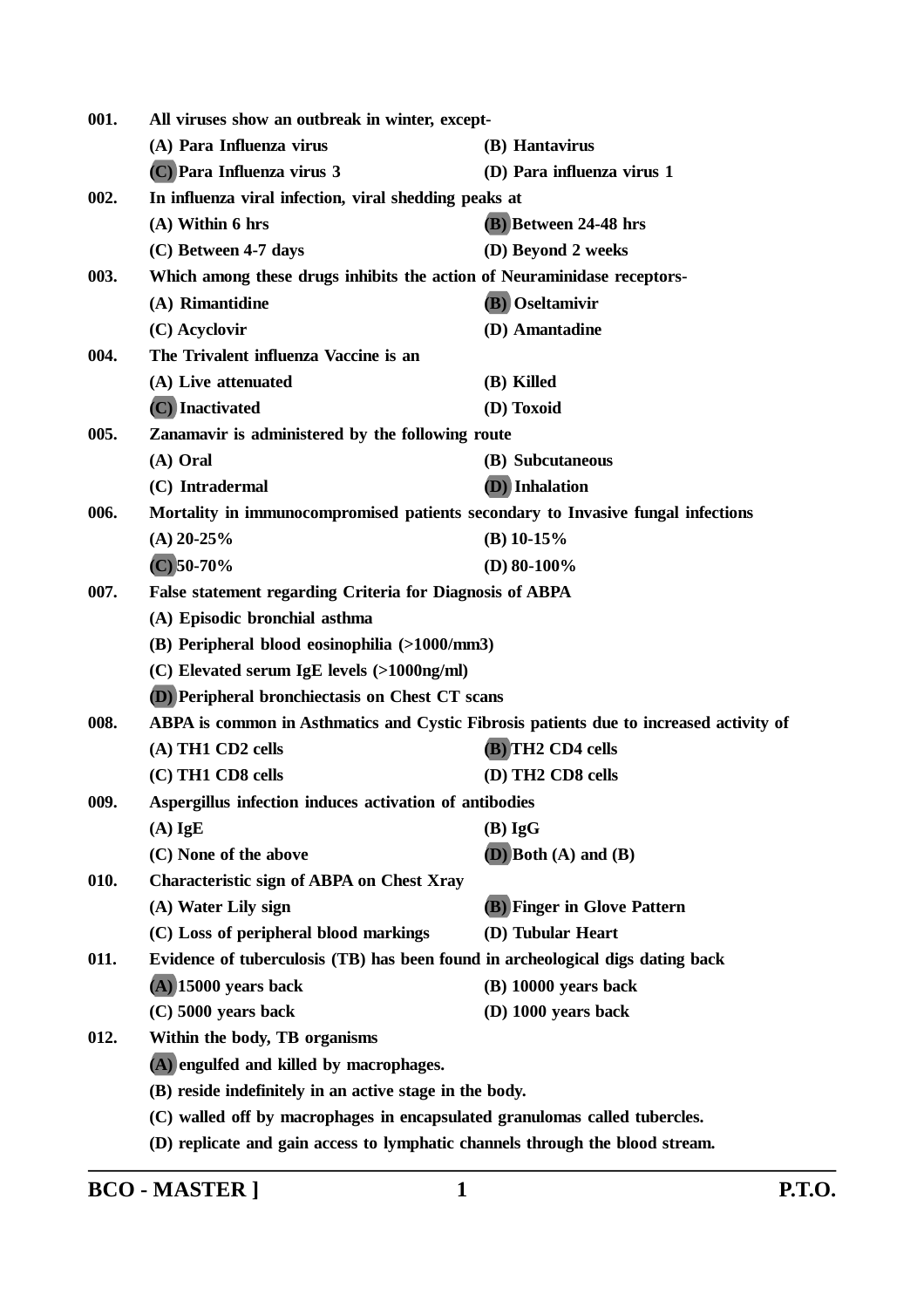**001.** **All viruses show an outbreak in winter, except-**

(A) Para Influenza virus
(B) Hantavirus
(C) Para Influenza virus 3
(D) Para influenza virus 1

**002.** **In influenza viral infection, viral shedding peaks at**

(A) Within 6 hrs
(B) Between 24-48 hrs
(C) Between 4-7 days
(D) Beyond 2 weeks

**003.** **Which among these drugs inhibits the action of Neuraminidase receptors-**

(A) Rimantidine
(B) Oseltamivir
(C) Acyclovir
(D) Amantadine

**004.** **The Trivalent influenza Vaccine is an**

(A) Live attenuated
(B) Killed
(C) Inactivated
(D) Toxoid

**005.** **Zanamavir is administered by the following route**

(A) Oral
(B) Subcutaneous
(C) Intradermal
(D) Inhalation

**006.** **Mortality in immunocompromised patients secondary to Invasive fungal infections**

(A) 20-25%
(B) 10-15%
(C) 50-70%
(D) 80-100%

**007.** **False statement regarding Criteria for Diagnosis of ABPA**

(A) Episodic bronchial asthma
(B) Peripheral blood eosinophilia (>1000/mm3)
(C) Elevated serum IgE levels (>1000ng/ml)
(D) Peripheral bronchiectasis on Chest CT scans

**008.** **ABPA is common in Asthmatics and Cystic Fibrosis patients due to increased activity of**

(A) TH1 CD2 cells
(B) TH2 CD4 cells
(C) TH1 CD8 cells
(D) TH2 CD8 cells

**009.** **Aspergillus infection induces activation of antibodies**

(A) IgE
(B) IgG
(C) None of the above
(D) Both (A) and (B)

**010.** **Characteristic sign of ABPA on Chest Xray**

(A) Water Lily sign
(B) Finger in Glove Pattern
(C) Loss of peripheral blood markings
(D) Tubular Heart

**011.** **Evidence of tuberculosis (TB) has been found in archeological digs dating back**

(A) 15000 years back
(B) 10000 years back
(C) 5000 years back
(D) 1000 years back

**012.** **Within the body, TB organisms**

(A) engulfed and killed by macrophages.
(B) reside indefinitely in an active stage in the body.
(C) walled off by macrophages in encapsulated granulomas called tubercles.
(D) replicate and gain access to lymphatic channels through the blood stream.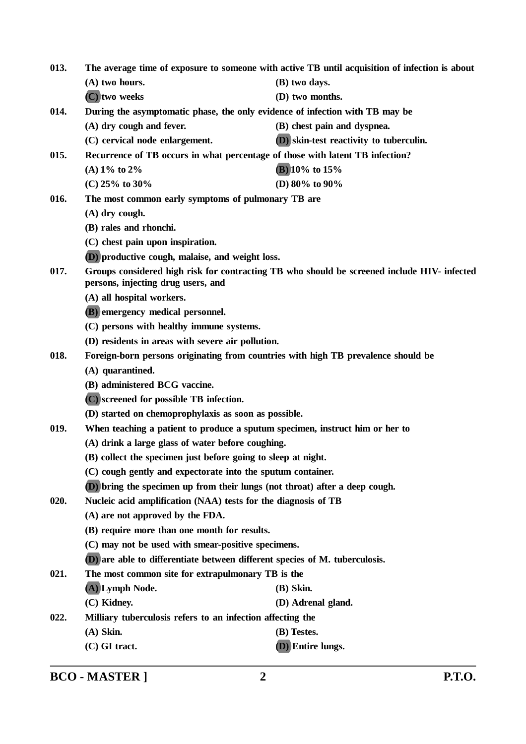013. The average time of exposure to someone with active TB until acquisition of infection is about

(A) two hours.
(B) two days.
(C) two weeks
(D) two months.

014. During the asymptomatic phase, the only evidence of infection with TB may be

(A) dry cough and fever.
(B) chest pain and dyspnea.
(C) cervical node enlargement.
(D) skin-test reactivity to tuberculin.

015. Recurrence of TB occurs in what percentage of those with latent TB infection?

(A) 1% to 2%
(B) 10% to 15%
(C) 25% to 30%
(D) 80% to 90%

016. The most common early symptoms of pulmonary TB are

(A) dry cough.
(B) rales and rhonchi.
(C) chest pain upon inspiration.
(D) productive cough, malaise, and weight loss.

017. Groups considered high risk for contracting TB who should be screened include HIV- infected persons, injecting drug users, and

(A) all hospital workers.
(B) emergency medical personnel.
(C) persons with healthy immune systems.
(D) residents in areas with severe air pollution.

018. Foreign-born persons originating from countries with high TB prevalence should be

(A) quarantined.
(B) administered BCG vaccine.
(C) screened for possible TB infection.
(D) started on chemoprophylaxis as soon as possible.

019. When teaching a patient to produce a sputum specimen, instruct him or her to

(A) drink a large glass of water before coughing.
(B) collect the specimen just before going to sleep at night.
(C) cough gently and expectorate into the sputum container.
(D) bring the specimen up from their lungs (not throat) after a deep cough.

020. Nucleic acid amplification (NAA) tests for the diagnosis of TB

(A) are not approved by the FDA.
(B) require more than one month for results.
(C) may not be used with smear-positive specimens.
(D) are able to differentiate between different species of M. tuberculosis.

021. The most common site for extrapulmonary TB is the

(A) Lymph Node.
(B) Skin.
(C) Kidney.
(D) Adrenal gland.

022. Milliary tuberculosis refers to an infection affecting the

(A) Skin.
(B) Testes.
(C) GI tract.
(D) Entire lungs.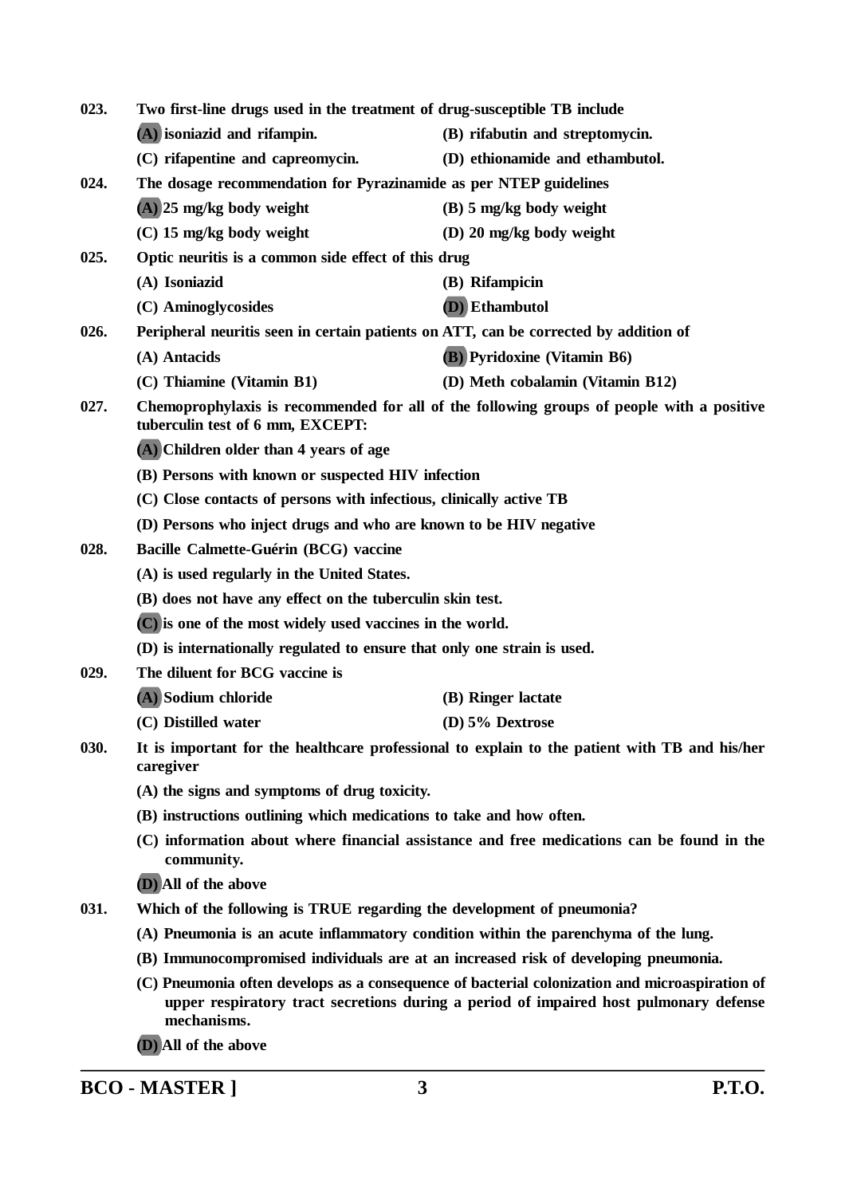**023.** Two first-line drugs used in the treatment of drug-susceptible TB include

(A) isoniazid and rifampin.
(B) rifabutin and streptomycin.
(C) rifapentine and capreomycin.
(D) ethionamide and ethambutol.

**024.** The dosage recommendation for Pyrazinamide as per NTEP guidelines

(A) 25 mg/kg body weight
(B) 5 mg/kg body weight
(C) 15 mg/kg body weight
(D) 20 mg/kg body weight

**025.** Optic neuritis is a common side effect of this drug

(A) Isoniazid
(B) Rifampicin
(C) Aminoglycosides
(D) Ethambutol

**026.** Peripheral neuritis seen in certain patients on ATT, can be corrected by addition of

(A) Antacids
(B) Pyridoxine (Vitamin B6)
(C) Thiamine (Vitamin B1)
(D) Meth cobalamin (Vitamin B12)

**027.** Chemoprophylaxis is recommended for all of the following groups of people with a positive tuberculin test of 6 mm, EXCEPT:

(A) Children older than 4 years of age
(B) Persons with known or suspected HIV infection
(C) Close contacts of persons with infectious, clinically active TB
(D) Persons who inject drugs and who are known to be HIV negative

**028.** Bacille Calmette-Guérin (BCG) vaccine

(A) is used regularly in the United States.
(B) does not have any effect on the tuberculin skin test.
(C) is one of the most widely used vaccines in the world.
(D) is internationally regulated to ensure that only one strain is used.

**029.** The diluent for BCG vaccine is

(A) Sodium chloride
(B) Ringer lactate
(C) Distilled water
(D) 5% Dextrose

**030.** It is important for the healthcare professional to explain to the patient with TB and his/her caregiver

(A) the signs and symptoms of drug toxicity.
(B) instructions outlining which medications to take and how often.
(C) information about where financial assistance and free medications can be found in the community.
(D) All of the above

**031.** Which of the following is TRUE regarding the development of pneumonia?

(A) Pneumonia is an acute inflammatory condition within the parenchyma of the lung.
(B) Immunocompromised individuals are at an increased risk of developing pneumonia.
(C) Pneumonia often develops as a consequence of bacterial colonization and microaspiration of upper respiratory tract secretions during a period of impaired host pulmonary defense mechanisms.
(D) All of the above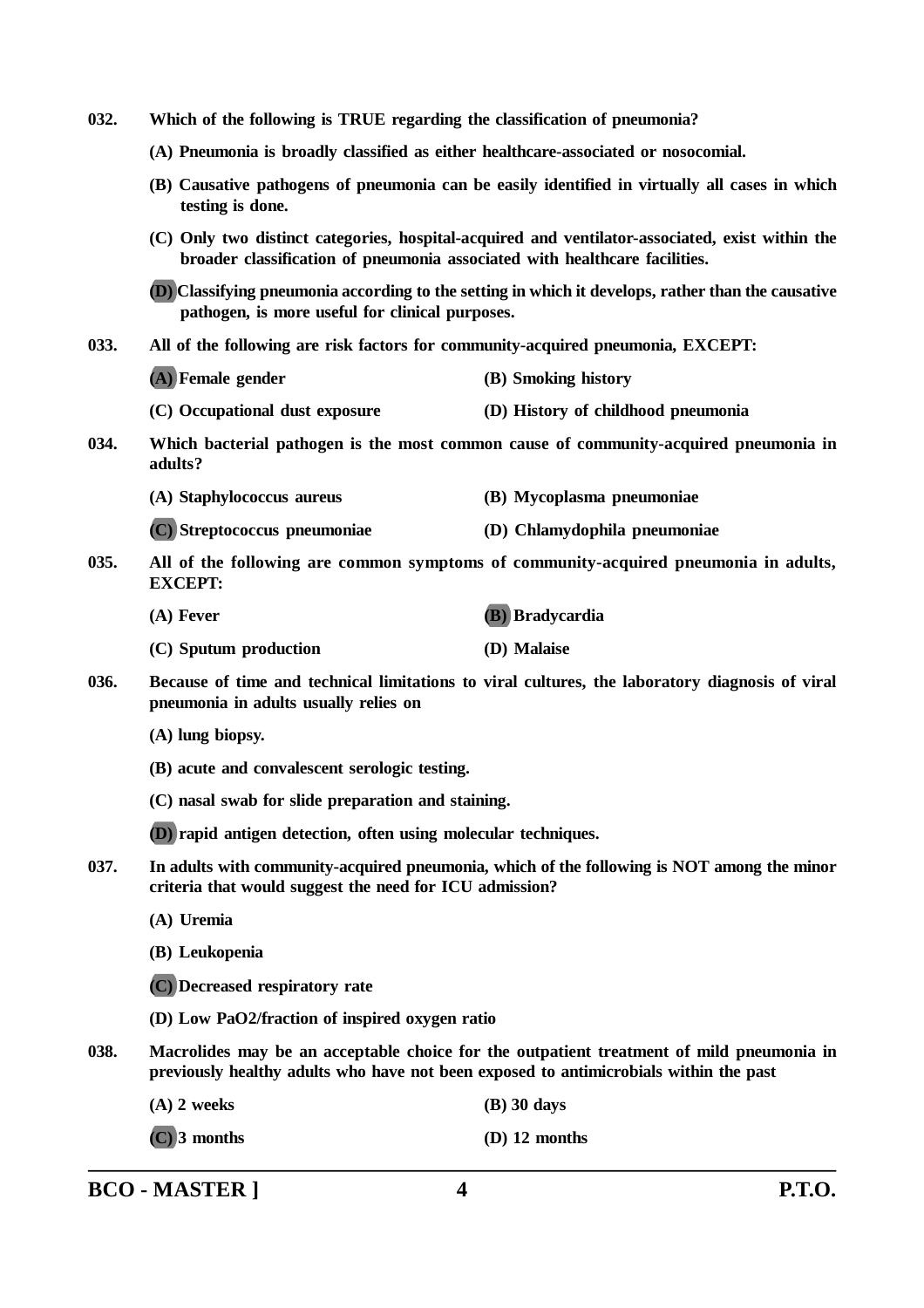**032. Which of the following is TRUE regarding the classification of pneumonia?**

**(A) Pneumonia is broadly classified as either healthcare-associated or nosocomial.**

**(B) Causative pathogens of pneumonia can be easily identified in virtually all cases in which testing is done.**

**(C) Only two distinct categories, hospital-acquired and ventilator-associated, exist within the broader classification of pneumonia associated with healthcare facilities.**

**(D) Classifying pneumonia according to the setting in which it develops, rather than the causative pathogen, is more useful for clinical purposes.**

**033. All of the following are risk factors for community-acquired pneumonia, EXCEPT:**

**(A) Female gender**

**(B) Smoking history**

**(C) Occupational dust exposure**

**(D) History of childhood pneumonia**

**034. Which bacterial pathogen is the most common cause of community-acquired pneumonia in adults?**

**(A) Staphylococcus aureus**

**(B) Mycoplasma pneumoniae**

**(C) Streptococcus pneumoniae**

**(D) Chlamydophila pneumoniae**

**035. All of the following are common symptoms of community-acquired pneumonia in adults, EXCEPT:**

**(A) Fever**

**(B) Bradycardia**

**(C) Sputum production**

**(D) Malaise**

**036. Because of time and technical limitations to viral cultures, the laboratory diagnosis of viral pneumonia in adults usually relies on**

**(A) lung biopsy.**

**(B) acute and convalescent serologic testing.**

**(C) nasal swab for slide preparation and staining.**

**(D) rapid antigen detection, often using molecular techniques.**

**037. In adults with community-acquired pneumonia, which of the following is NOT among the minor criteria that would suggest the need for ICU admission?**

**(A) Uremia**

**(B) Leukopenia**

**(C) Decreased respiratory rate**

**(D) Low PaO2/fraction of inspired oxygen ratio**

**038. Macrolides may be an acceptable choice for the outpatient treatment of mild pneumonia in previously healthy adults who have not been exposed to antimicrobials within the past**

**(A) 2 weeks**

**(B) 30 days**

**(C) 3 months**

**(D) 12 months**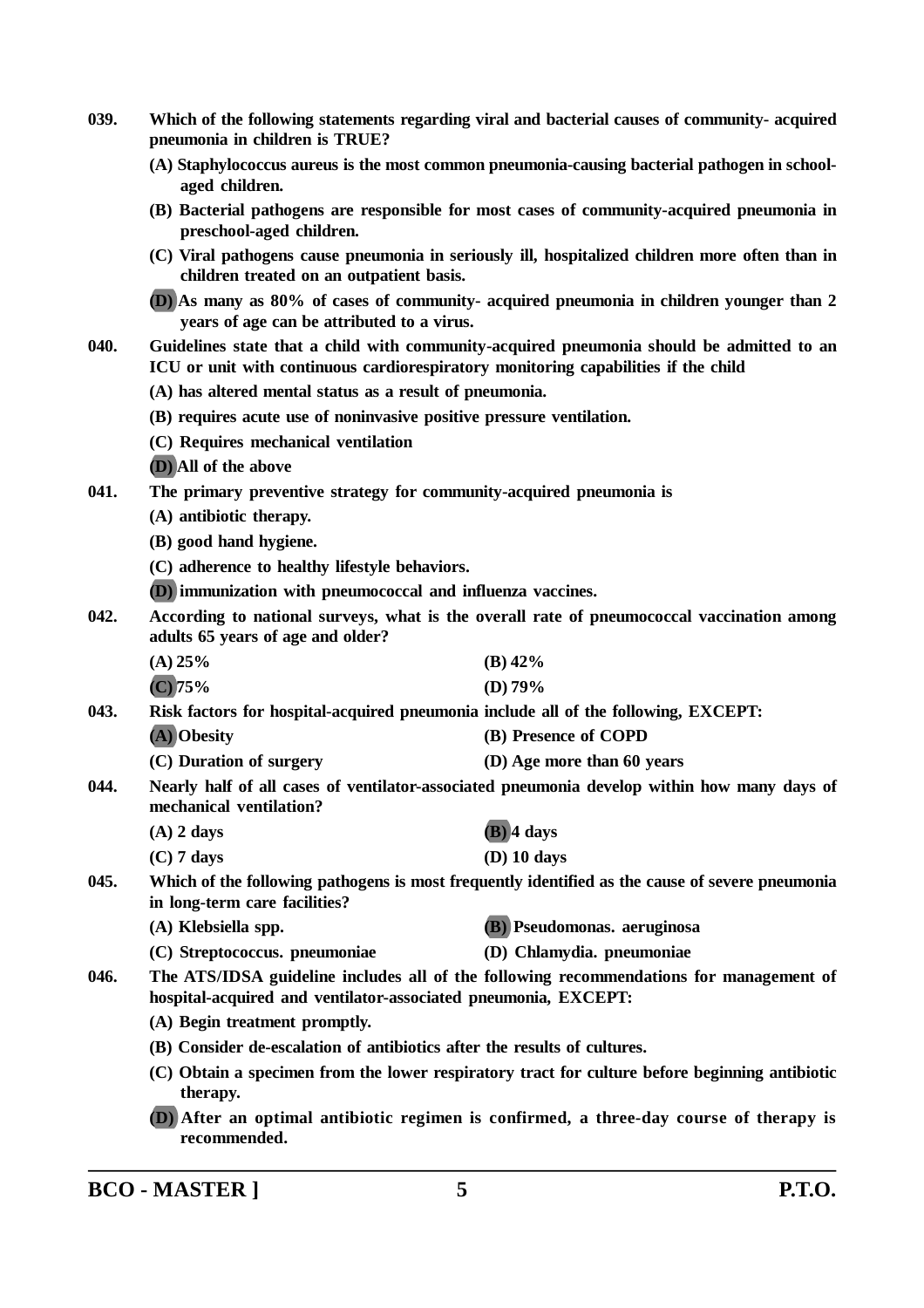**039. Which of the following statements regarding viral and bacterial causes of community- acquired pneumonia in children is TRUE?**

**(A) Staphylococcus aureus is the most common pneumonia-causing bacterial pathogen in school-aged children.**

**(B) Bacterial pathogens are responsible for most cases of community-acquired pneumonia in preschool-aged children.**

**(C) Viral pathogens cause pneumonia in seriously ill, hospitalized children more often than in children treated on an outpatient basis.**

**(D) As many as 80% of cases of community- acquired pneumonia in children younger than 2 years of age can be attributed to a virus.**

**040. Guidelines state that a child with community-acquired pneumonia should be admitted to an ICU or unit with continuous cardiorespiratory monitoring capabilities if the child**

**(A) has altered mental status as a result of pneumonia.**

**(B) requires acute use of noninvasive positive pressure ventilation.**

**(C) Requires mechanical ventilation**

**(D) All of the above**

**041. The primary preventive strategy for community-acquired pneumonia is**

**(A) antibiotic therapy.**

**(B) good hand hygiene.**

**(C) adherence to healthy lifestyle behaviors.**

**(D) immunization with pneumococcal and influenza vaccines.**

**042. According to national surveys, what is the overall rate of pneumococcal vaccination among adults 65 years of age and older?**

**(A) 25%** **(B) 42%**

**(C) 75%** **(D) 79%**

**043. Risk factors for hospital-acquired pneumonia include all of the following, EXCEPT:**

**(A) Obesity** **(B) Presence of COPD**

**(C) Duration of surgery** **(D) Age more than 60 years**

**044. Nearly half of all cases of ventilator-associated pneumonia develop within how many days of mechanical ventilation?**

**(A) 2 days** **(B) 4 days**

**(C) 7 days** **(D) 10 days**

**045. Which of the following pathogens is most frequently identified as the cause of severe pneumonia in long-term care facilities?**

**(A) Klebsiella spp.** **(B) Pseudomonas. aeruginosa**

**(C) Streptococcus. pneumoniae** **(D) Chlamydia. pneumoniae**

**046. The ATS/IDSA guideline includes all of the following recommendations for management of hospital-acquired and ventilator-associated pneumonia, EXCEPT:**

**(A) Begin treatment promptly.**

**(B) Consider de-escalation of antibiotics after the results of cultures.**

**(C) Obtain a specimen from the lower respiratory tract for culture before beginning antibiotic therapy.**

**(D) After an optimal antibiotic regimen is confirmed, a three-day course of therapy is recommended.**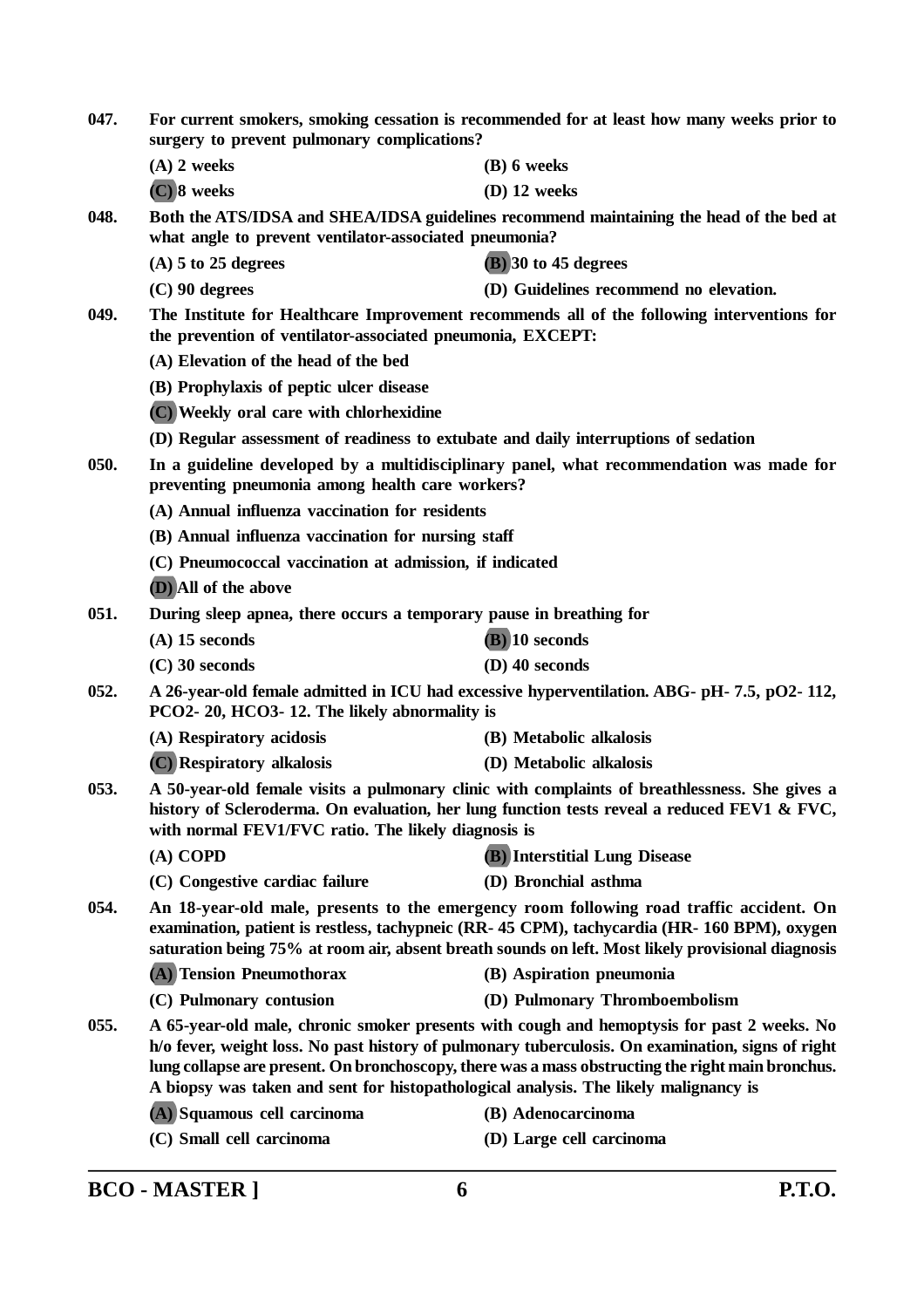**047.** **For current smokers, smoking cessation is recommended for at least how many weeks prior to surgery to prevent pulmonary complications?**

**(A) 2 weeks** **(B) 6 weeks**

**(C) 8 weeks** **(D) 12 weeks**

**048.** **Both the ATS/IDSA and SHEA/IDSA guidelines recommend maintaining the head of the bed at what angle to prevent ventilator-associated pneumonia?**

**(A) 5 to 25 degrees** **(B) 30 to 45 degrees**

**(C) 90 degrees** **(D) Guidelines recommend no elevation.**

**049.** **The Institute for Healthcare Improvement recommends all of the following interventions for the prevention of ventilator-associated pneumonia, EXCEPT:**

**(A) Elevation of the head of the bed**

**(B) Prophylaxis of peptic ulcer disease**

**(C) Weekly oral care with chlorhexidine**

**(D) Regular assessment of readiness to extubate and daily interruptions of sedation**

**050.** **In a guideline developed by a multidisciplinary panel, what recommendation was made for preventing pneumonia among health care workers?**

**(A) Annual influenza vaccination for residents**

**(B) Annual influenza vaccination for nursing staff**

**(C) Pneumococcal vaccination at admission, if indicated**

**(D) All of the above**

**051.** **During sleep apnea, there occurs a temporary pause in breathing for**

**(A) 15 seconds** **(B) 10 seconds**

**(C) 30 seconds** **(D) 40 seconds**

**052.** **A 26-year-old female admitted in ICU had excessive hyperventilation. ABG- pH- 7.5, pO2- 112, PCO2- 20, HCO3- 12. The likely abnormality is**

**(A) Respiratory acidosis** **(B) Metabolic alkalosis**

**(C) Respiratory alkalosis** **(D) Metabolic alkalosis**

**053.** **A 50-year-old female visits a pulmonary clinic with complaints of breathlessness. She gives a history of Scleroderma. On evaluation, her lung function tests reveal a reduced FEV1 & FVC, with normal FEV1/FVC ratio. The likely diagnosis is**

**(A) COPD** **(B) Interstitial Lung Disease**

**(C) Congestive cardiac failure** **(D) Bronchial asthma**

**054.** **An 18-year-old male, presents to the emergency room following road traffic accident. On examination, patient is restless, tachypneic (RR- 45 CPM), tachycardia (HR- 160 BPM), oxygen saturation being 75% at room air, absent breath sounds on left. Most likely provisional diagnosis**

**(A) Tension Pneumothorax** **(B) Aspiration pneumonia**

**(C) Pulmonary contusion** **(D) Pulmonary Thromboembolism**

**055.** **A 65-year-old male, chronic smoker presents with cough and hemoptysis for past 2 weeks. No h/o fever, weight loss. No past history of pulmonary tuberculosis. On examination, signs of right lung collapse are present. On bronchoscopy, there was a mass obstructing the right main bronchus. A biopsy was taken and sent for histopathological analysis. The likely malignancy is**

**(A) Squamous cell carcinoma** **(B) Adenocarcinoma**

**(C) Small cell carcinoma** **(D) Large cell carcinoma**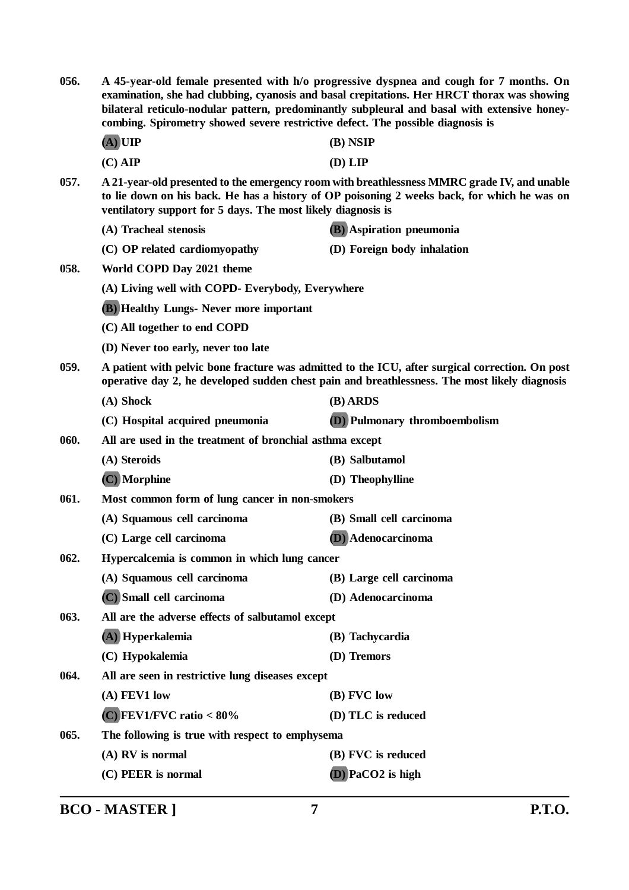**056.** **A 45-year-old female presented with h/o progressive dyspnea and cough for 7 months. On examination, she had clubbing, cyanosis and basal crepitations. Her HRCT thorax was showing bilateral reticulo-nodular pattern, predominantly subpleural and basal with extensive honey-combing. Spirometry showed severe restrictive defect. The possible diagnosis is**

**(A) UIP** **(B) NSIP**

**(C) AIP** **(D) LIP**

**057.** **A 21-year-old presented to the emergency room with breathlessness MMRC grade IV, and unable to lie down on his back. He has a history of OP poisoning 2 weeks back, for which he was on ventilatory support for 5 days. The most likely diagnosis is**

**(A) Tracheal stenosis** **(B) Aspiration pneumonia**

**(C) OP related cardiomyopathy** **(D) Foreign body inhalation**

**058.** **World COPD Day 2021 theme**

**(A) Living well with COPD- Everybody, Everywhere**

**(B) Healthy Lungs- Never more important**

**(C) All together to end COPD**

**(D) Never too early, never too late**

**059.** **A patient with pelvic bone fracture was admitted to the ICU, after surgical correction. On post operative day 2, he developed sudden chest pain and breathlessness. The most likely diagnosis**

**(A) Shock** **(B) ARDS**

**(C) Hospital acquired pneumonia** **(D) Pulmonary thromboembolism**

**060.** **All are used in the treatment of bronchial asthma except**

**(A) Steroids** **(B) Salbutamol**

**(C) Morphine** **(D) Theophylline**

**061.** **Most common form of lung cancer in non-smokers**

**(A) Squamous cell carcinoma** **(B) Small cell carcinoma**

**(C) Large cell carcinoma** **(D) Adenocarcinoma**

**062.** **Hypercalcemia is common in which lung cancer**

**(A) Squamous cell carcinoma** **(B) Large cell carcinoma**

**(C) Small cell carcinoma** **(D) Adenocarcinoma**

**063.** **All are the adverse effects of salbutamol except**

**(A) Hyperkalemia** **(B) Tachycardia**

**(C) Hypokalemia** **(D) Tremors**

**064.** **All are seen in restrictive lung diseases except**

**(A) FEV1 low** **(B) FVC low**

**(C) FEV1/FVC ratio < 80%** **(D) TLC is reduced**

**065.** **The following is true with respect to emphysema**

**(A) RV is normal** **(B) FVC is reduced**

**(C) PEER is normal** **(D) $PaCO_2$ is high**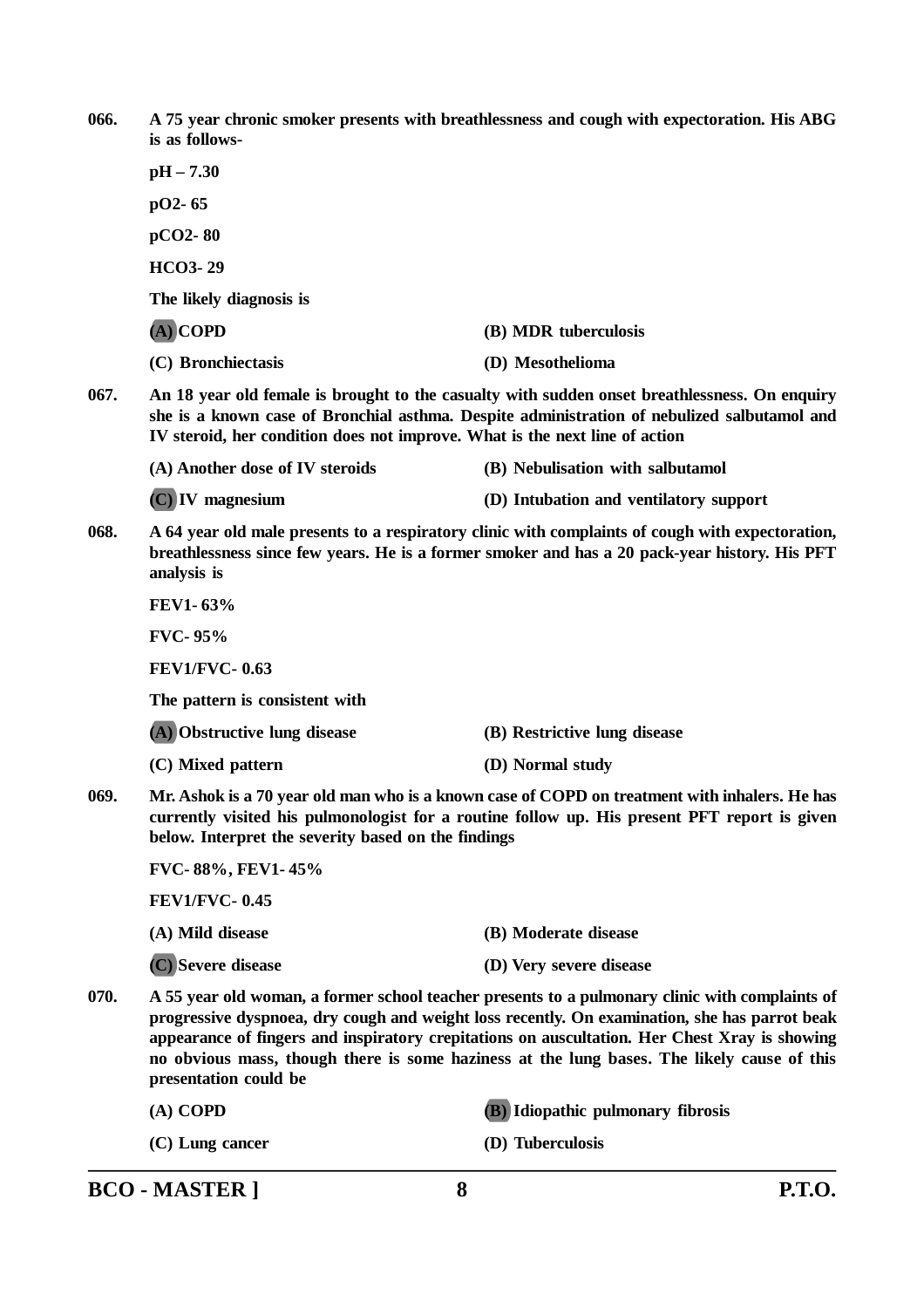066. **A 75 year chronic smoker presents with breathlessness and cough with expectoration. His ABG is as follows-**

**pH – 7.30**

**pO2- 65**

**pCO2- 80**

**HCO3- 29**

**The likely diagnosis is**

**(A) COPD** | **(B) MDR tuberculosis**

**(C) Bronchiectasis** | **(D) Mesothelioma**

067. **An 18 year old female is brought to the casualty with sudden onset breathlessness. On enquiry she is a known case of Bronchial asthma. Despite administration of nebulized salbutamol and IV steroid, her condition does not improve. What is the next line of action**

**(A) Another dose of IV steroids** | **(B) Nebulisation with salbutamol**

**(C) IV magnesium** | **(D) Intubation and ventilatory support**

068. **A 64 year old male presents to a respiratory clinic with complaints of cough with expectoration, breathlessness since few years. He is a former smoker and has a 20 pack-year history. His PFT analysis is**

**FEV1- 63%**

**FVC- 95%**

**FEV1/FVC- 0.63**

**The pattern is consistent with**

**(A) Obstructive lung disease** | **(B) Restrictive lung disease**

**(C) Mixed pattern** | **(D) Normal study**

069. **Mr. Ashok is a 70 year old man who is a known case of COPD on treatment with inhalers. He has currently visited his pulmonologist for a routine follow up. His present PFT report is given below. Interpret the severity based on the findings**

**FVC- 88%, FEV1- 45%**

**FEV1/FVC- 0.45**

**(A) Mild disease** | **(B) Moderate disease**

**(C) Severe disease** | **(D) Very severe disease**

070. **A 55 year old woman, a former school teacher presents to a pulmonary clinic with complaints of progressive dyspnoea, dry cough and weight loss recently. On examination, she has parrot beak appearance of fingers and inspiratory crepitations on auscultation. Her Chest Xray is showing no obvious mass, though there is some haziness at the lung bases. The likely cause of this presentation could be**

**(A) COPD** | **(B) Idiopathic pulmonary fibrosis**

**(C) Lung cancer** | **(D) Tuberculosis**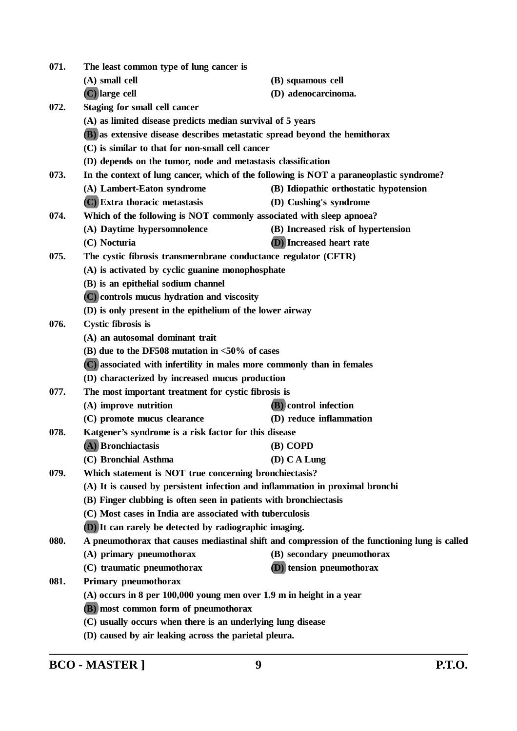071. **The least common type of lung cancer is**

(A) small cell (B) squamous cell

**(C)** large cell (D) adenocarcinoma.

072. **Staging for small cell cancer**

(A) as limited disease predicts median survival of 5 years

**(B)** as extensive disease describes metastatic spread beyond the hemithorax

(C) is similar to that for non-small cell cancer

(D) depends on the tumor, node and metastasis classification

073. **In the context of lung cancer, which of the following is NOT a paraneoplastic syndrome?**

(A) Lambert-Eaton syndrome (B) Idiopathic orthostatic hypotension

**(C)** Extra thoracic metastasis (D) Cushing's syndrome

074. **Which of the following is NOT commonly associated with sleep apnoea?**

(A) Daytime hypersomnolence (B) Increased risk of hypertension

(C) Nocturia **(D)** Increased heart rate

075. **The cystic fibrosis transmernbrane conductance regulator (CFTR)**

(A) is activated by cyclic guanine monophosphate

(B) is an epithelial sodium channel

**(C)** controls mucus hydration and viscosity

(D) is only present in the epithelium of the lower airway

076. **Cystic fibrosis is**

(A) an autosomal dominant trait

(B) due to the DF508 mutation in <50% of cases

**(C)** associated with infertility in males more commonly than in females

(D) characterized by increased mucus production

077. **The most important treatment for cystic fibrosis is**

(A) improve nutrition **(B)** control infection

(C) promote mucus clearance (D) reduce inflammation

078. **Katgener's syndrome is a risk factor for this disease**

**(A)** Bronchiactasis (B) COPD

(C) Bronchial Asthma (D) C A Lung

079. **Which statement is NOT true concerning bronchiectasis?**

(A) It is caused by persistent infection and inflammation in proximal bronchi

(B) Finger clubbing is often seen in patients with bronchiectasis

(C) Most cases in India are associated with tuberculosis

**(D)** It can rarely be detected by radiographic imaging.

080. **A pneumothorax that causes mediastinal shift and compression of the functioning lung is called**

(A) primary pneumothorax (B) secondary pneumothorax

(C) traumatic pneumothorax **(D)** tension pneumothorax

081. **Primary pneumothorax**

(A) occurs in 8 per 100,000 young men over 1.9 m in height in a year

**(B)** most common form of pneumothorax

(C) usually occurs when there is an underlying lung disease

(D) caused by air leaking across the parietal pleura.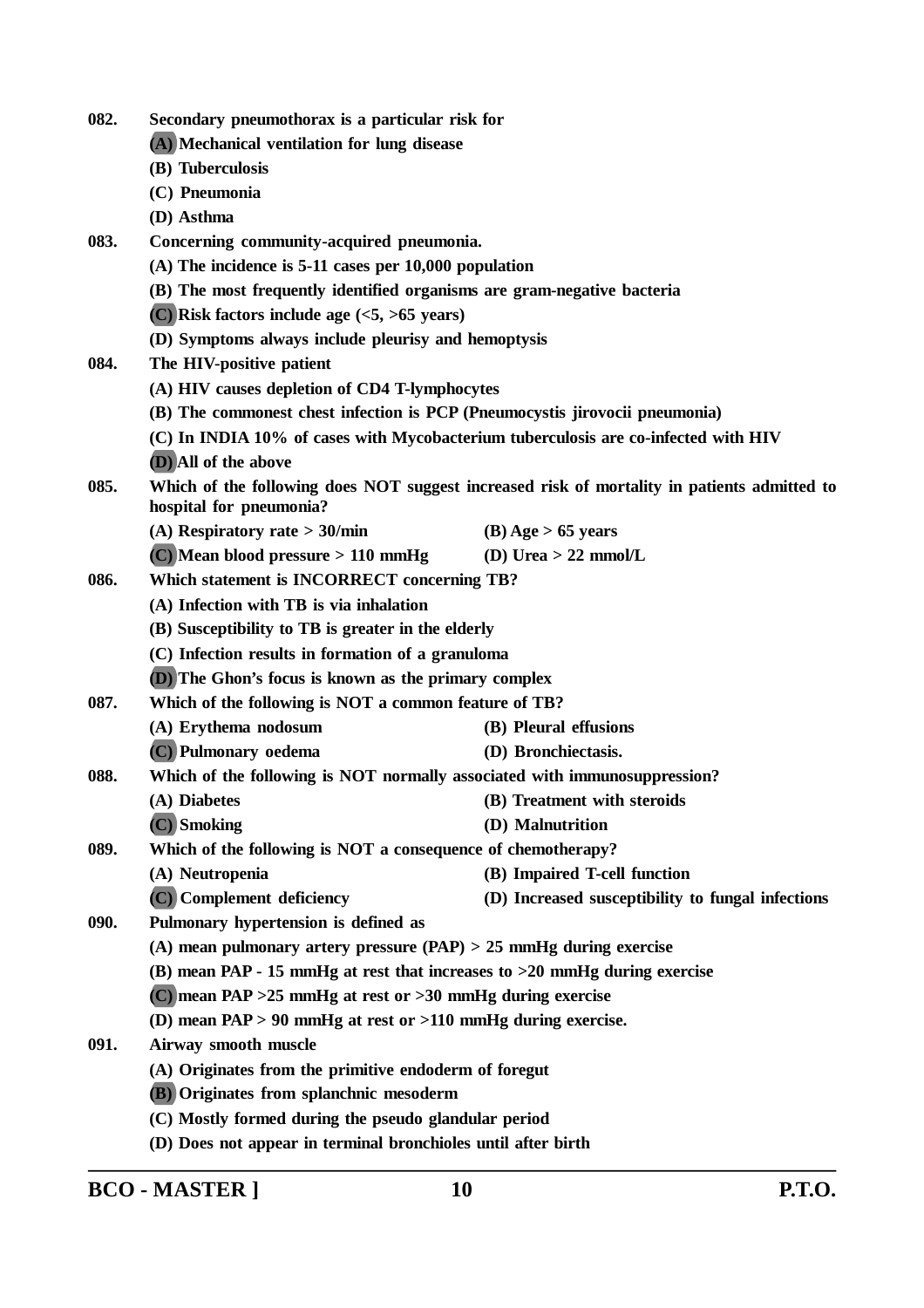082. Secondary pneumothorax is a particular risk for

(A) Mechanical ventilation for lung disease

(B) Tuberculosis

(C) Pneumonia

(D) Asthma

083. Concerning community-acquired pneumonia.

(A) The incidence is 5-11 cases per 10,000 population

(B) The most frequently identified organisms are gram-negative bacteria

(C) Risk factors include age (<5, >65 years)

(D) Symptoms always include pleurisy and hemoptysis

084. The HIV-positive patient

(A) HIV causes depletion of CD4 T-lymphocytes

(B) The commonest chest infection is PCP (Pneumocystis jirovocii pneumonia)

(C) In INDIA 10% of cases with Mycobacterium tuberculosis are co-infected with HIV

(D) All of the above

085. Which of the following does NOT suggest increased risk of mortality in patients admitted to hospital for pneumonia?

(A) Respiratory rate > 30/min

(B) Age > 65 years

(C) Mean blood pressure > 110 mmHg

(D) Urea > 22 mmol/L

086. Which statement is INCORRECT concerning TB?

(A) Infection with TB is via inhalation

(B) Susceptibility to TB is greater in the elderly

(C) Infection results in formation of a granuloma

(D) The Ghon's focus is known as the primary complex

087. Which of the following is NOT a common feature of TB?

(A) Erythema nodosum

(B) Pleural effusions

(C) Pulmonary oedema

(D) Bronchiectasis.

088. Which of the following is NOT normally associated with immunosuppression?

(A) Diabetes

(B) Treatment with steroids

(C) Smoking

(D) Malnutrition

089. Which of the following is NOT a consequence of chemotherapy?

(A) Neutropenia

(B) Impaired T-cell function

(C) Complement deficiency

(D) Increased susceptibility to fungal infections

090. Pulmonary hypertension is defined as

(A) mean pulmonary artery pressure (PAP) > 25 mmHg during exercise

(B) mean PAP - 15 mmHg at rest that increases to >20 mmHg during exercise

(C) mean PAP >25 mmHg at rest or >30 mmHg during exercise

(D) mean PAP > 90 mmHg at rest or >110 mmHg during exercise.

091. Airway smooth muscle

(A) Originates from the primitive endoderm of foregut

(B) Originates from splanchnic mesoderm

(C) Mostly formed during the pseudo glandular period

(D) Does not appear in terminal bronchioles until after birth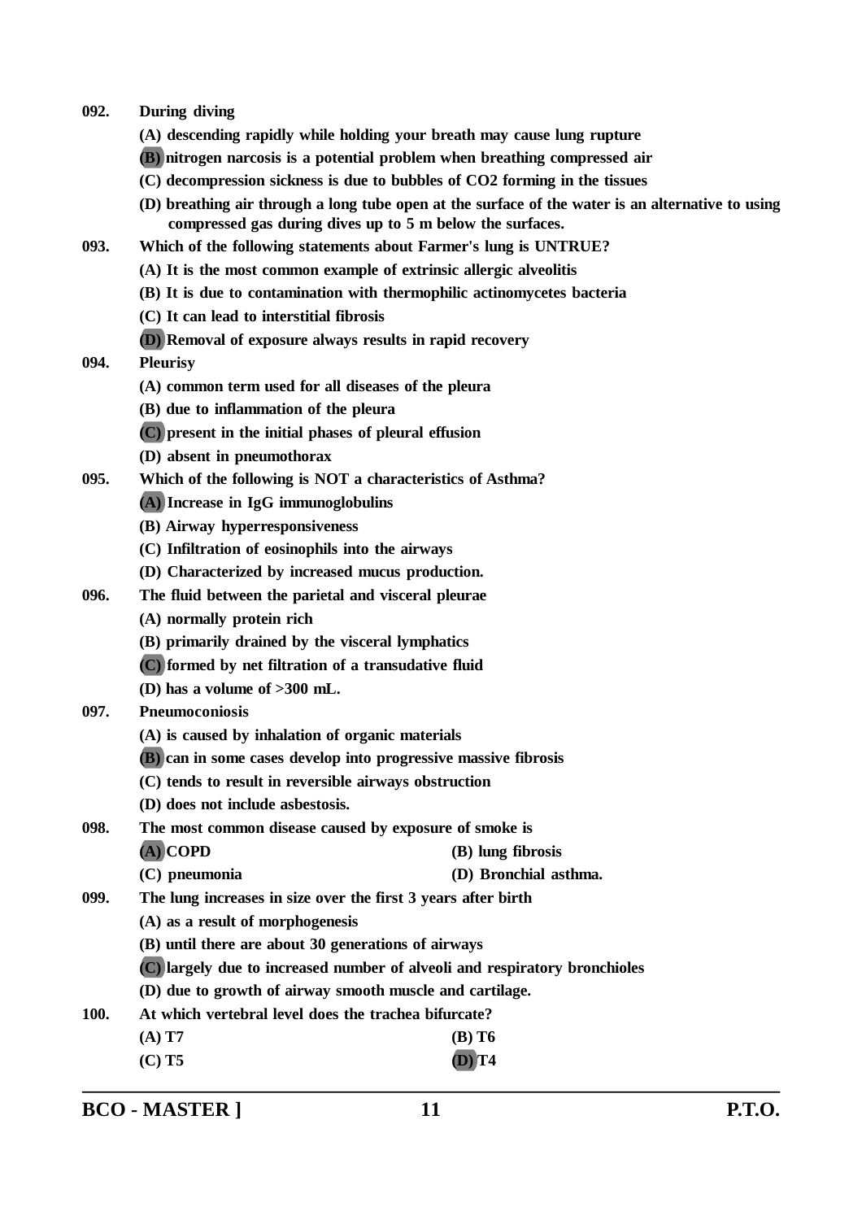**092. During diving**

(A) descending rapidly while holding your breath may cause lung rupture

(B) nitrogen narcosis is a potential problem when breathing compressed air

(C) decompression sickness is due to bubbles of $CO_2$ forming in the tissues

(D) breathing air through a long tube open at the surface of the water is an alternative to using compressed gas during dives up to 5 m below the surfaces.

**093. Which of the following statements about Farmer's lung is UNTRUE?**

(A) It is the most common example of extrinsic allergic alveolitis

(B) It is due to contamination with thermophilic actinomycetes bacteria

(C) It can lead to interstitial fibrosis

(D) Removal of exposure always results in rapid recovery

**094. Pleurisy**

(A) common term used for all diseases of the pleura

(B) due to inflammation of the pleura

(C) present in the initial phases of pleural effusion

(D) absent in pneumothorax

**095. Which of the following is NOT a characteristics of Asthma?**

(A) Increase in IgG immunoglobulins

(B) Airway hyperresponsiveness

(C) Infiltration of eosinophils into the airways

(D) Characterized by increased mucus production.

**096. The fluid between the parietal and visceral pleurae**

(A) normally protein rich

(B) primarily drained by the visceral lymphatics

(C) formed by net filtration of a transudative fluid

(D) has a volume of >300 mL.

**097. Pneumoconiosis**

(A) is caused by inhalation of organic materials

(B) can in some cases develop into progressive massive fibrosis

(C) tends to result in reversible airways obstruction

(D) does not include asbestosis.

**098. The most common disease caused by exposure of smoke is**

(A) COPD

(B) lung fibrosis

(C) pneumonia

(D) Bronchial asthma.

**099. The lung increases in size over the first 3 years after birth**

(A) as a result of morphogenesis

(B) until there are about 30 generations of airways

(C) largely due to increased number of alveoli and respiratory bronchioles

(D) due to growth of airway smooth muscle and cartilage.

**100. At which vertebral level does the trachea bifurcate?**

(A) T7

(B) T6

(C) T5

(D) T4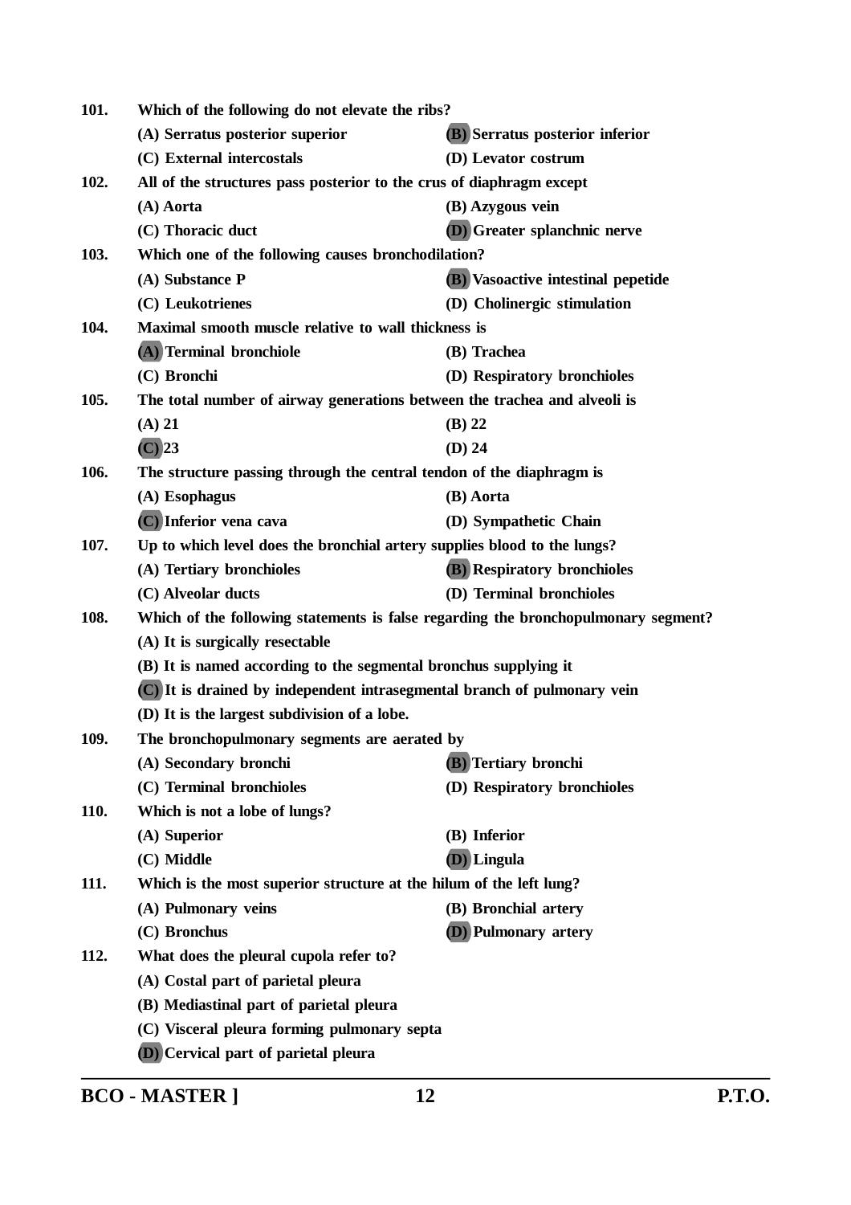101. **Which of the following do not elevate the ribs?**

(A) Serratus posterior superior
(B) Serratus posterior inferior
(C) External intercostals
(D) Levator costrum

102. **All of the structures pass posterior to the crus of diaphragm except**

(A) Aorta
(B) Azygous vein
(C) Thoracic duct
(D) Greater splanchnic nerve

103. **Which one of the following causes bronchodilation?**

(A) Substance P
(B) Vasoactive intestinal pepetide
(C) Leukotrienes
(D) Cholinergic stimulation

104. **Maximal smooth muscle relative to wall thickness is**

(A) Terminal bronchiole
(B) Trachea
(C) Bronchi
(D) Respiratory bronchioles

105. **The total number of airway generations between the trachea and alveoli is**

(A) 21
(B) 22
(C) 23
(D) 24

106. **The structure passing through the central tendon of the diaphragm is**

(A) Esophagus
(B) Aorta
(C) Inferior vena cava
(D) Sympathetic Chain

107. **Up to which level does the bronchial artery supplies blood to the lungs?**

(A) Tertiary bronchioles
(B) Respiratory bronchioles
(C) Alveolar ducts
(D) Terminal bronchioles

108. **Which of the following statements is false regarding the bronchopulmonary segment?**

(A) It is surgically resectable
(B) It is named according to the segmental bronchus supplying it
(C) It is drained by independent intrasegmental branch of pulmonary vein
(D) It is the largest subdivision of a lobe.

109. **The bronchopulmonary segments are aerated by**

(A) Secondary bronchi
(B) Tertiary bronchi
(C) Terminal bronchioles
(D) Respiratory bronchioles

110. **Which is not a lobe of lungs?**

(A) Superior
(B) Inferior
(C) Middle
(D) Lingula

111. **Which is the most superior structure at the hilum of the left lung?**

(A) Pulmonary veins
(B) Bronchial artery
(C) Bronchus
(D) Pulmonary artery

112. **What does the pleural cupola refer to?**

(A) Costal part of parietal pleura
(B) Mediastinal part of parietal pleura
(C) Visceral pleura forming pulmonary septa
(D) Cervical part of parietal pleura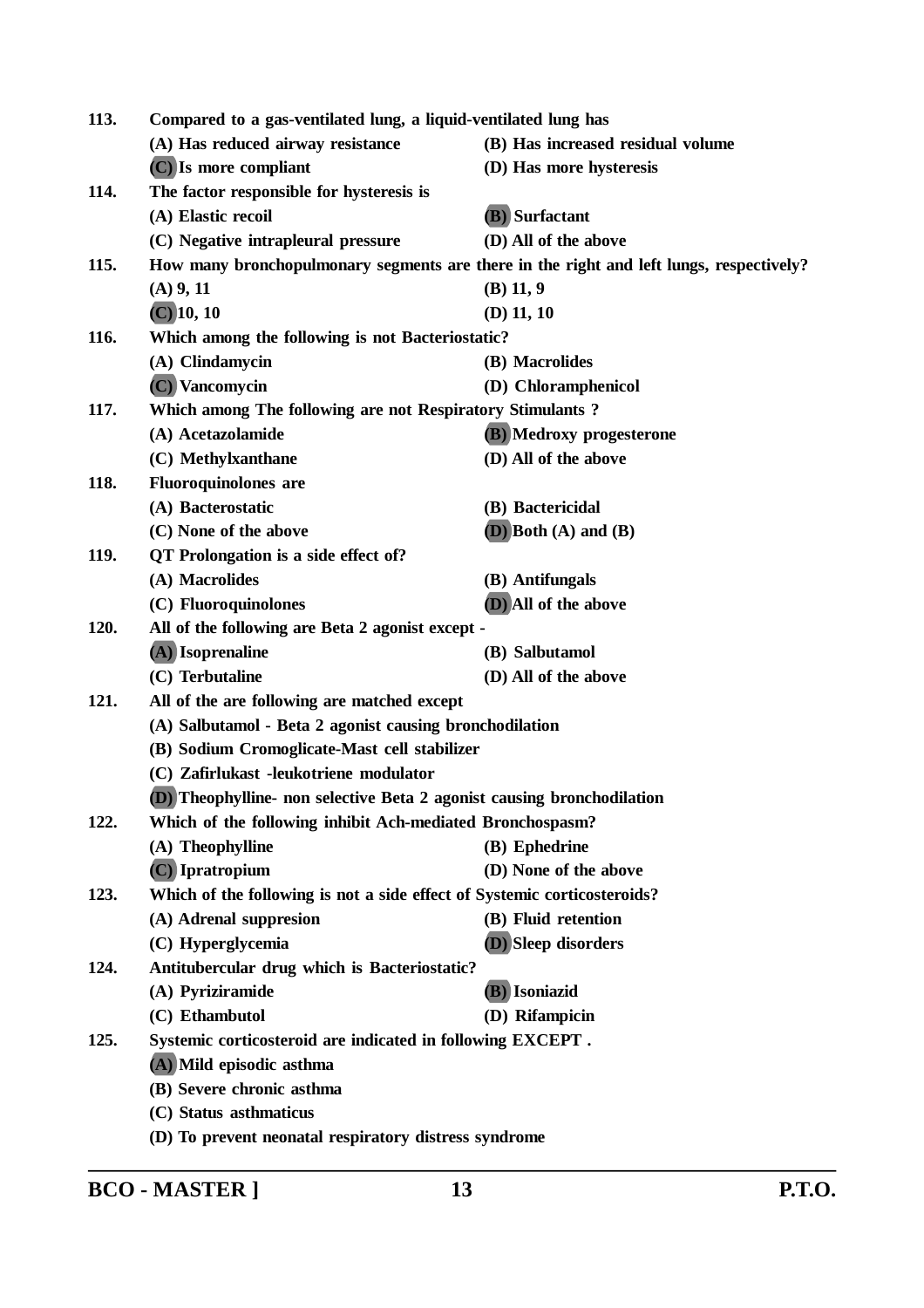113. Compared to a gas-ventilated lung, a liquid-ventilated lung has

(A) Has reduced airway resistance
(B) Has increased residual volume
(C) Is more compliant
(D) Has more hysteresis

114. The factor responsible for hysteresis is

(A) Elastic recoil
(B) Surfactant
(C) Negative intrapleural pressure
(D) All of the above

115. How many bronchopulmonary segments are there in the right and left lungs, respectively?

(A) 9, 11
(B) 11, 9
(C) 10, 10
(D) 11, 10

116. Which among the following is not Bacteriostatic?

(A) Clindamycin
(B) Macrolides
(C) Vancomycin
(D) Chloramphenicol

117. Which among The following are not Respiratory Stimulants ?

(A) Acetazolamide
(B) Medroxy progesterone
(C) Methylxanthane
(D) All of the above

118. Fluoroquinolones are

(A) Bacterostatic
(B) Bactericidal
(C) None of the above
(D) Both (A) and (B)

119. QT Prolongation is a side effect of?

(A) Macrolides
(B) Antifungals
(C) Fluoroquinolones
(D) All of the above

120. All of the following are Beta 2 agonist except -

(A) Isoprenaline
(B) Salbutamol
(C) Terbutaline
(D) All of the above

121. All of the are following are matched except

(A) Salbutamol - Beta 2 agonist causing bronchodilation
(B) Sodium Cromoglicate-Mast cell stabilizer
(C) Zafirlukast -leukotriene modulator
(D) Theophylline- non selective Beta 2 agonist causing bronchodilation

122. Which of the following inhibit Ach-mediated Bronchospasm?

(A) Theophylline
(B) Ephedrine
(C) Ipratropium
(D) None of the above

123. Which of the following is not a side effect of Systemic corticosteroids?

(A) Adrenal suppresion
(B) Fluid retention
(C) Hyperglycemia
(D) Sleep disorders

124. Antitubercular drug which is Bacteriostatic?

(A) Pyziramide
(B) Isoniazid
(C) Ethambutol
(D) Rifampicin

125. Systemic corticosteroid are indicated in following EXCEPT .

(A) Mild episodic asthma
(B) Severe chronic asthma
(C) Status asthmaticus
(D) To prevent neonatal respiratory distress syndrome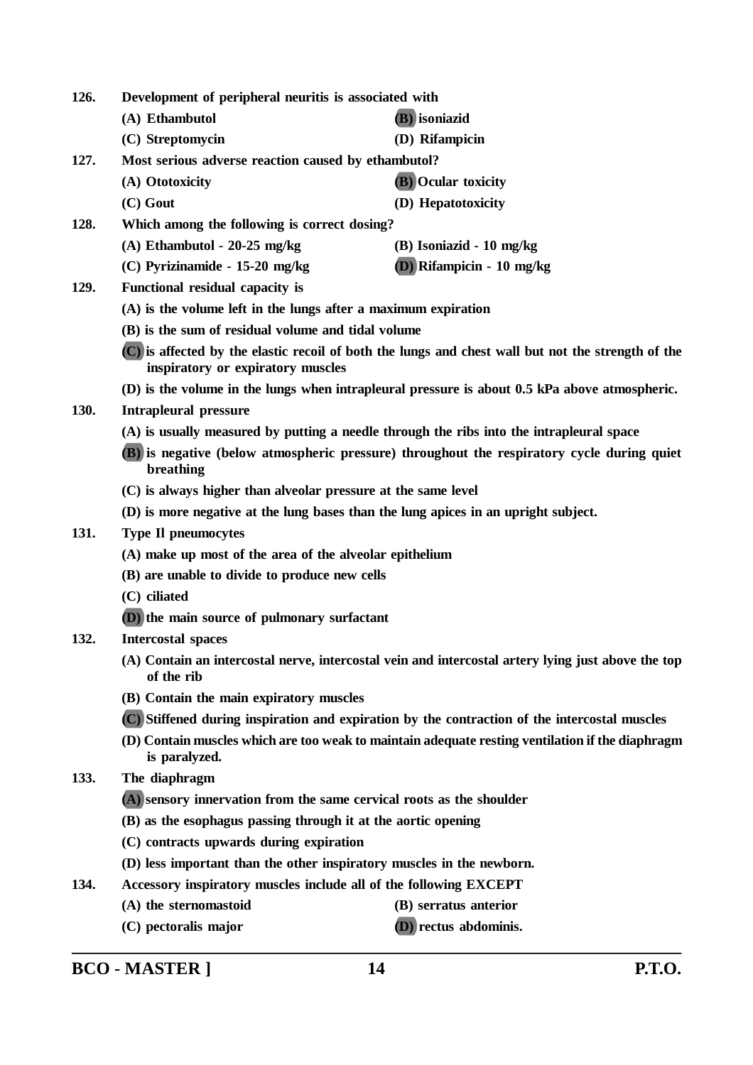**126.** **Development of peripheral neuritis is associated with**

**(A) Ethambutol** **(B) isoniazid**

**(C) Streptomycin** **(D) Rifampicin**

**127.** **Most serious adverse reaction caused by ethambutol?**

**(A) Ototoxicity** **(B) Ocular toxicity**

**(C) Gout** **(D) Hepatotoxicity**

**128.** **Which among the following is correct dosing?**

**(A) Ethambutol - 20-25 mg/kg** **(B) Isoniazid - 10 mg/kg**

**(C) Pyrizinamide - 15-20 mg/kg** **(D) Rifampicin - 10 mg/kg**

**129.** **Functional residual capacity is**

**(A) is the volume left in the lungs after a maximum expiration**

**(B) is the sum of residual volume and tidal volume**

**(C) is affected by the elastic recoil of both the lungs and chest wall but not the strength of the inspiratory or expiratory muscles**

**(D) is the volume in the lungs when intrapleural pressure is about 0.5 kPa above atmospheric.**

**130.** **Intrapleural pressure**

**(A) is usually measured by putting a needle through the ribs into the intrapleural space**

**(B) is negative (below atmospheric pressure) throughout the respiratory cycle during quiet breathing**

**(C) is always higher than alveolar pressure at the same level**

**(D) is more negative at the lung bases than the lung apices in an upright subject.**

**131.** **Type Il pneumocytes**

**(A) make up most of the area of the alveolar epithelium**

**(B) are unable to divide to produce new cells**

**(C) ciliated**

**(D) the main source of pulmonary surfactant**

**132.** **Intercostal spaces**

**(A) Contain an intercostal nerve, intercostal vein and intercostal artery lying just above the top of the rib**

**(B) Contain the main expiratory muscles**

**(C) Stiffened during inspiration and expiration by the contraction of the intercostal muscles**

**(D) Contain muscles which are too weak to maintain adequate resting ventilation if the diaphragm is paralyzed.**

**133.** **The diaphragm**

**(A) sensory innervation from the same cervical roots as the shoulder**

**(B) as the esophagus passing through it at the aortic opening**

**(C) contracts upwards during expiration**

**(D) less important than the other inspiratory muscles in the newborn.**

**134.** **Accessory inspiratory muscles include all of the following EXCEPT**

**(A) the sternomastoid** **(B) serratus anterior**

**(C) pectoralis major** **(D) rectus abdominis.**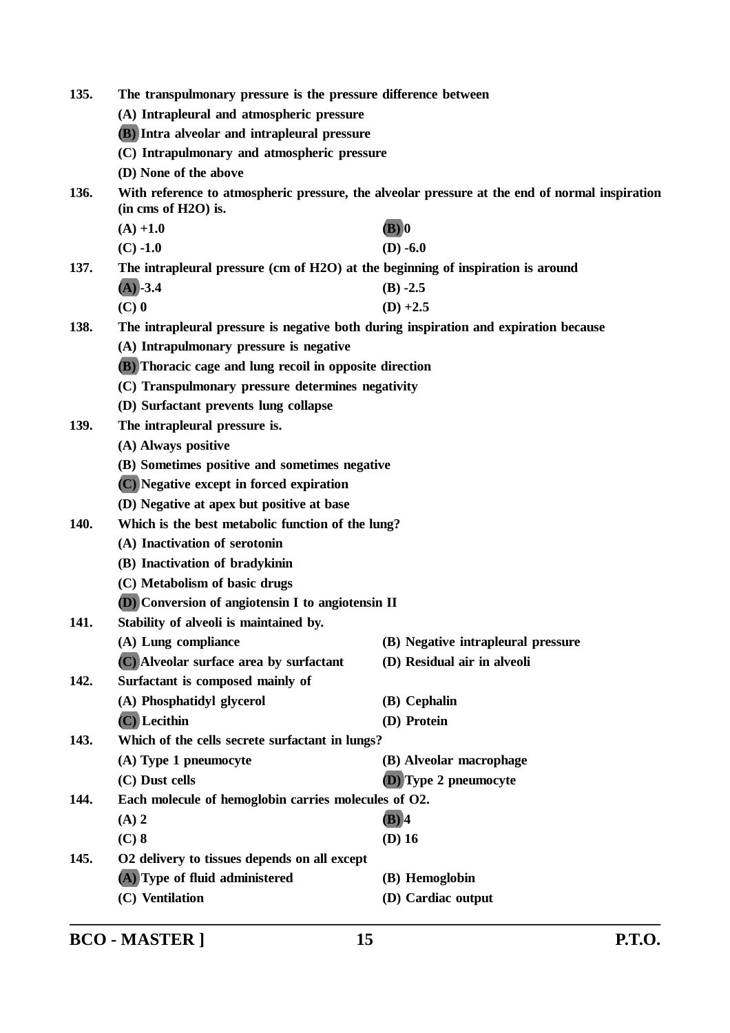**135.** **The transpulmonary pressure is the pressure difference between**

**(A) Intrapleural and atmospheric pressure**

**(B) Intra alveolar and intrapleural pressure**

**(C) Intrapulmonary and atmospheric pressure**

**(D) None of the above**

**136.** **With reference to atmospheric pressure, the alveolar pressure at the end of normal inspiration (in cms of $H_2O$) is.**

**(A) +1.0** **(B) 0**

**(C) -1.0** **(D) -6.0**

**137.** **The intrapleural pressure (cm of $H_2O$) at the beginning of inspiration is around**

**(A) -3.4** **(B) -2.5**

**(C) 0** **(D) +2.5**

**138.** **The intrapleural pressure is negative both during inspiration and expiration because**

**(A) Intrapulmonary pressure is negative**

**(B) Thoracic cage and lung recoil in opposite direction**

**(C) Transpulmonary pressure determines negativity**

**(D) Surfactant prevents lung collapse**

**139.** **The intrapleural pressure is.**

**(A) Always positive**

**(B) Sometimes positive and sometimes negative**

**(C) Negative except in forced expiration**

**(D) Negative at apex but positive at base**

**140.** **Which is the best metabolic function of the lung?**

**(A) Inactivation of serotonin**

**(B) Inactivation of bradykinin**

**(C) Metabolism of basic drugs**

**(D) Conversion of angiotensin I to angiotensin II**

**141.** **Stability of alveoli is maintained by.**

**(A) Lung compliance** **(B) Negative intrapleural pressure**

**(C) Alveolar surface area by surfactant** **(D) Residual air in alveoli**

**142.** **Surfactant is composed mainly of**

**(A) Phosphatidyl glycerol** **(B) Cephalin**

**(C) Lecithin** **(D) Protein**

**143.** **Which of the cells secrete surfactant in lungs?**

**(A) Type 1 pneumocyte** **(B) Alveolar macrophage**

**(C) Dust cells** **(D) Type 2 pneumocyte**

**144.** **Each molecule of hemoglobin carries molecules of $O_2$.**

**(A) 2** **(B) 4**

**(C) 8** **(D) 16**

**145.** **$O_2$ delivery to tissues depends on all except**

**(A) Type of fluid administered** **(B) Hemoglobin**

**(C) Ventilation** **(D) Cardiac output**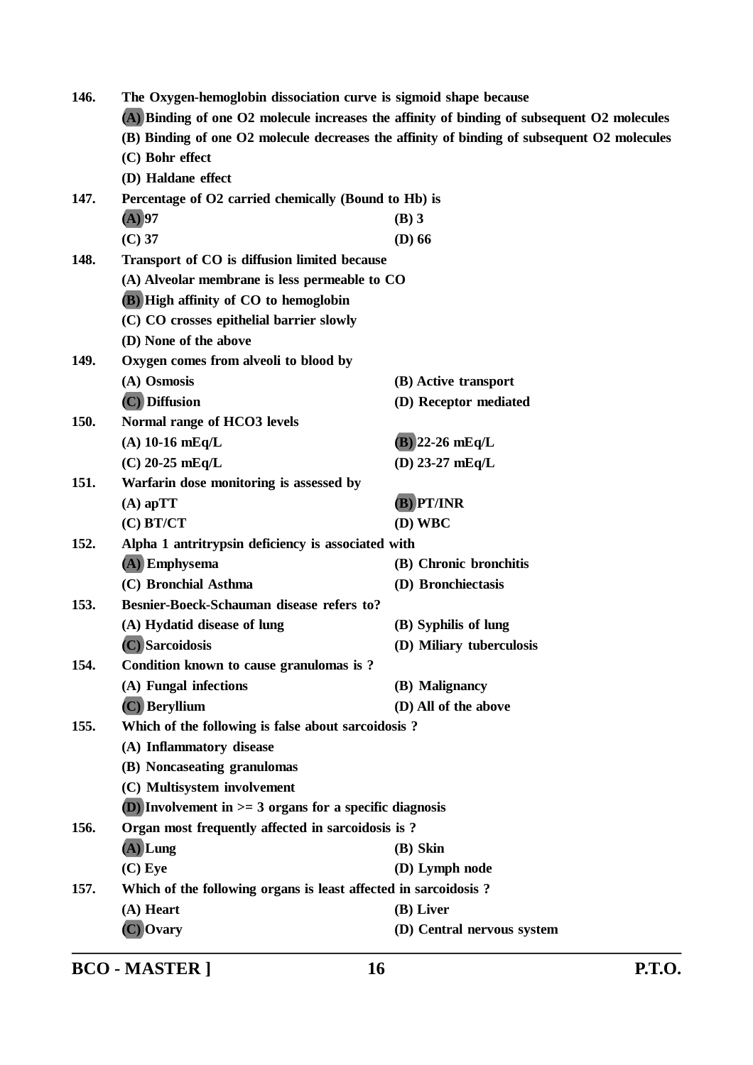**146. The Oxygen-hemoglobin dissociation curve is sigmoid shape because**

**(A) Binding of one O2 molecule increases the affinity of binding of subsequent O2 molecules**

**(B) Binding of one O2 molecule decreases the affinity of binding of subsequent O2 molecules**

**(C) Bohr effect**

**(D) Haldane effect**

**147. Percentage of O2 carried chemically (Bound to Hb) is**

**(A) 97** **(B) 3**

**(C) 37** **(D) 66**

**148. Transport of CO is diffusion limited because**

**(A) Alveolar membrane is less permeable to CO**

**(B) High affinity of CO to hemoglobin**

**(C) CO crosses epithelial barrier slowly**

**(D) None of the above**

**149. Oxygen comes from alveoli to blood by**

**(A) Osmosis** **(B) Active transport**

**(C) Diffusion** **(D) Receptor mediated**

**150. Normal range of HCO3 levels**

**(A) 10-16 mEq/L** **(B) 22-26 mEq/L**

**(C) 20-25 mEq/L** **(D) 23-27 mEq/L**

**151. Warfarin dose monitoring is assessed by**

**(A) apTT** **(B) PT/INR**

**(C) BT/CT** **(D) WBC**

**152. Alpha 1 antritrypsin deficiency is associated with**

**(A) Emphysema** **(B) Chronic bronchitis**

**(C) Bronchial Asthma** **(D) Bronchiectasis**

**153. Besnier-Boeck-Schauman disease refers to?**

**(A) Hydatid disease of lung** **(B) Syphilis of lung**

**(C) Sarcoidosis** **(D) Miliary tuberculosis**

**154. Condition known to cause granulomas is ?**

**(A) Fungal infections** **(B) Malignancy**

**(C) Beryllium** **(D) All of the above**

**155. Which of the following is false about sarcoidosis ?**

**(A) Inflammatory disease**

**(B) Noncaseating granulomas**

**(C) Multisystem involvement**

**(D) Involvement in >= 3 organs for a specific diagnosis**

**156. Organ most frequently affected in sarcoidosis is ?**

**(A) Lung** **(B) Skin**

**(C) Eye** **(D) Lymph node**

**157. Which of the following organs is least affected in sarcoidosis ?**

**(A) Heart** **(B) Liver**

**(C) Ovary** **(D) Central nervous system**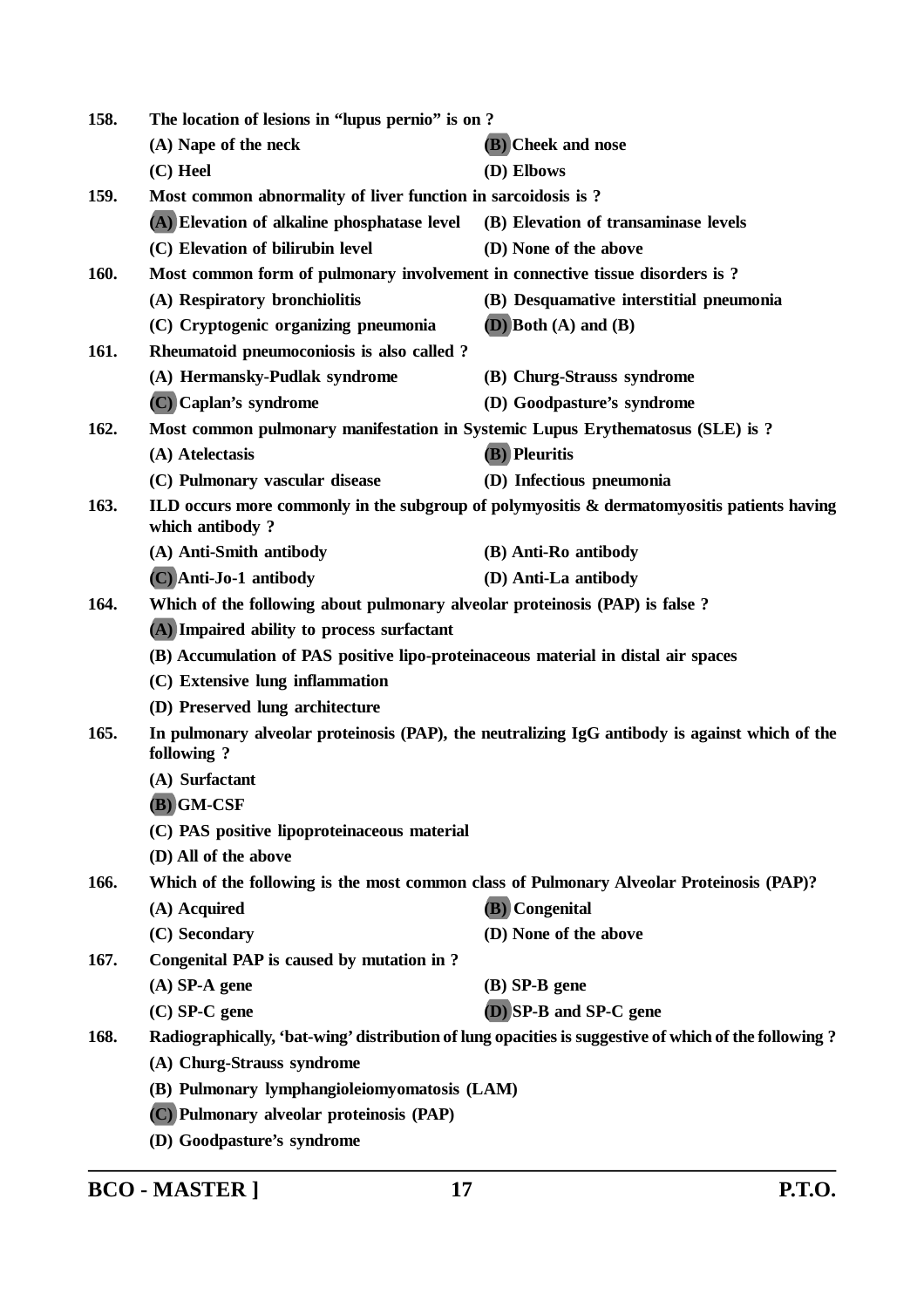158. **The location of lesions in "lupus pernio" is on ?**

(A) Nape of the neck
(B) Cheek and nose
(C) Heel
(D) Elbows

159. **Most common abnormality of liver function in sarcoidosis is ?**

(A) Elevation of alkaline phosphatase level
(B) Elevation of transaminase levels
(C) Elevation of bilirubin level
(D) None of the above

160. **Most common form of pulmonary involvement in connective tissue disorders is ?**

(A) Respiratory bronchiolitis
(B) Desquamative interstitial pneumonia
(C) Cryptogenic organizing pneumonia
(D) Both (A) and (B)

161. **Rheumatoid pneumoconiosis is also called ?**

(A) Hermansky-Pudlak syndrome
(B) Churg-Strauss syndrome
(C) Caplan's syndrome
(D) Goodpasture's syndrome

162. **Most common pulmonary manifestation in Systemic Lupus Erythematosus (SLE) is ?**

(A) Atelectasis
(B) Pleuritis
(C) Pulmonary vascular disease
(D) Infectious pneumonia

163. **ILD occurs more commonly in the subgroup of polymyositis & dermatomyositis patients having which antibody ?**

(A) Anti-Smith antibody
(B) Anti-Ro antibody
(C) Anti-Jo-1 antibody
(D) Anti-La antibody

164. **Which of the following about pulmonary alveolar proteinosis (PAP) is false ?**

(A) Impaired ability to process surfactant
(B) Accumulation of PAS positive lipo-proteinaceous material in distal air spaces
(C) Extensive lung inflammation
(D) Preserved lung architecture

165. **In pulmonary alveolar proteinosis (PAP), the neutralizing IgG antibody is against which of the following ?**

(A) Surfactant
(B) GM-CSF
(C) PAS positive lipoproteinaceous material
(D) All of the above

166. **Which of the following is the most common class of Pulmonary Alveolar Proteinosis (PAP)?**

(A) Acquired
(B) Congenital
(C) Secondary
(D) None of the above

167. **Congenital PAP is caused by mutation in ?**

(A) SP-A gene
(B) SP-B gene
(C) SP-C gene
(D) SP-B and SP-C gene

168. **Radiographically, 'bat-wing' distribution of lung opacities is suggestive of which of the following ?**

(A) Churg-Strauss syndrome
(B) Pulmonary lymphangioleiomyomatosis (LAM)
(C) Pulmonary alveolar proteinosis (PAP)
(D) Goodpasture's syndrome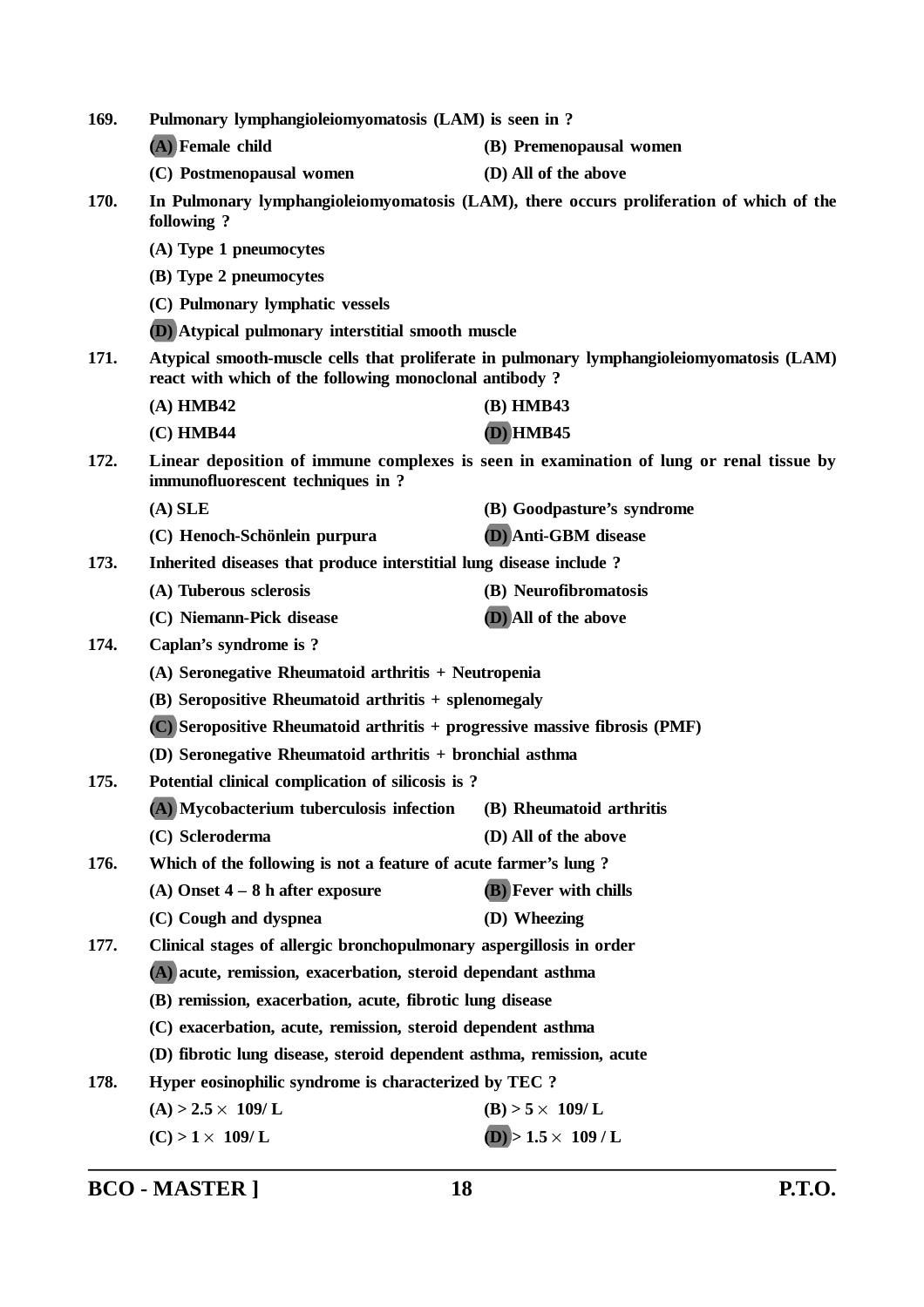169. **Pulmonary lymphangioleiomyomatosis (LAM) is seen in ?**

(A) Female child (B) Premenopausal women

(C) Postmenopausal women (D) All of the above

170. **In Pulmonary lymphangioleiomyomatosis (LAM), there occurs proliferation of which of the following ?**

(A) Type 1 pneumocytes

(B) Type 2 pneumocytes

(C) Pulmonary lymphatic vessels

(D) Atypical pulmonary interstitial smooth muscle

171. **Atypical smooth-muscle cells that proliferate in pulmonary lymphangioleiomyomatosis (LAM) react with which of the following monoclonal antibody ?**

(A) HMB42 (B) HMB43

(C) HMB44 (D) HMB45

172. **Linear deposition of immune complexes is seen in examination of lung or renal tissue by immunofluorescent techniques in ?**

(A) SLE (B) Goodpasture's syndrome

(C) Henoch-Schönlein purpura (D) Anti-GBM disease

173. **Inherited diseases that produce interstitial lung disease include ?**

(A) Tuberous sclerosis (B) Neurofibromatosis

(C) Niemann-Pick disease (D) All of the above

174. **Caplan's syndrome is ?**

(A) Seronegative Rheumatoid arthritis + Neutropenia

(B) Seropositive Rheumatoid arthritis + splenomegaly

(C) Seropositive Rheumatoid arthritis + progressive massive fibrosis (PMF)

(D) Seronegative Rheumatoid arthritis + bronchial asthma

175. **Potential clinical complication of silicosis is ?**

(A) Mycobacterium tuberculosis infection (B) Rheumatoid arthritis

(C) Scleroderma (D) All of the above

176. **Which of the following is not a feature of acute farmer's lung ?**

(A) Onset 4 – 8 h after exposure (B) Fever with chills

(C) Cough and dyspnea (D) Wheezing

177. **Clinical stages of allergic bronchopulmonary aspergillosis in order**

(A) acute, remission, exacerbation, steroid dependant asthma

(B) remission, exacerbation, acute, fibrotic lung disease

(C) exacerbation, acute, remission, steroid dependent asthma

(D) fibrotic lung disease, steroid dependent asthma, remission, acute

178. **Hyper eosinophilic syndrome is characterized by TEC ?**

(A) > 2.5 × 109/ L (B) > 5 × 109/ L

(C) > 1 × 109/ L (D) > 1.5 × 109 / L

BCO - MASTER ]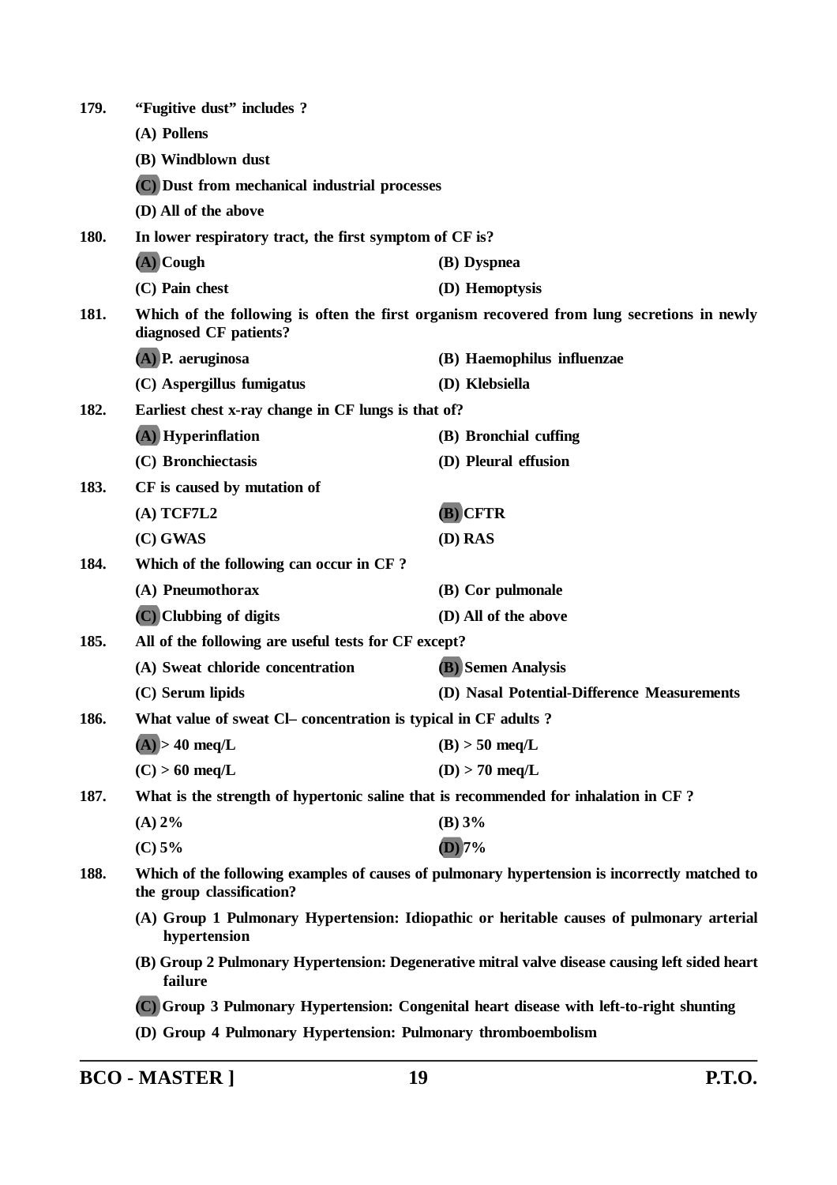179. "Fugitive dust" includes ?

(A) Pollens

(B) Windblown dust

(C) Dust from mechanical industrial processes

(D) All of the above

180. In lower respiratory tract, the first symptom of CF is?

(A) Cough (B) Dyspnea

(C) Pain chest (D) Hemoptysis

181. Which of the following is often the first organism recovered from lung secretions in newly diagnosed CF patients?

(A) P. aeruginosa (B) Haemophilus influenzae

(C) Aspergillus fumigatus (D) Klebsiella

182. Earliest chest x-ray change in CF lungs is that of?

(A) Hyperinflation (B) Bronchial cuffing

(C) Bronchiectasis (D) Pleural effusion

183. CF is caused by mutation of

(A) TCF7L2 (B) CFTR

(C) GWAS (D) RAS

184. Which of the following can occur in CF ?

(A) Pneumothorax (B) Cor pulmonale

(C) Clubbing of digits (D) All of the above

185. All of the following are useful tests for CF except?

(A) Sweat chloride concentration (B) Semen Analysis

(C) Serum lipids (D) Nasal Potential-Difference Measurements

186. What value of sweat Cl– concentration is typical in CF adults ?

(A) > 40 meq/L (B) > 50 meq/L

(C) > 60 meq/L (D) > 70 meq/L

187. What is the strength of hypertonic saline that is recommended for inhalation in CF ?

(A) 2% (B) 3%

(C) 5% (D) 7%

188. Which of the following examples of causes of pulmonary hypertension is incorrectly matched to the group classification?

(A) Group 1 Pulmonary Hypertension: Idiopathic or heritable causes of pulmonary arterial hypertension

(B) Group 2 Pulmonary Hypertension: Degenerative mitral valve disease causing left sided heart failure

(C) Group 3 Pulmonary Hypertension: Congenital heart disease with left-to-right shunting

(D) Group 4 Pulmonary Hypertension: Pulmonary thromboembolism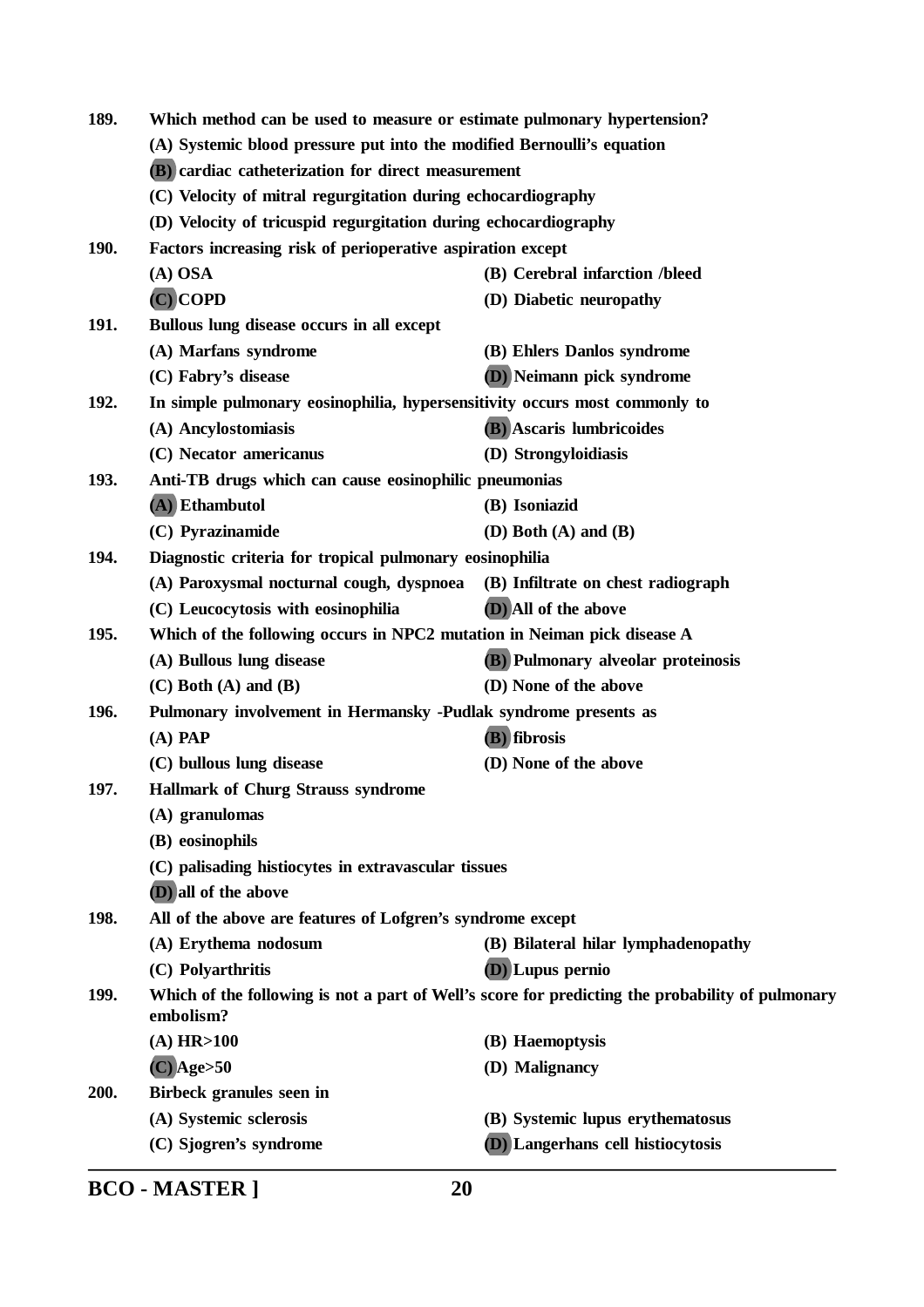**189.** **Which method can be used to measure or estimate pulmonary hypertension?**

**(A) Systemic blood pressure put into the modified Bernoulli's equation**

**(B) cardiac catheterization for direct measurement**

**(C) Velocity of mitral regurgitation during echocardiography**

**(D) Velocity of tricuspid regurgitation during echocardiography**

**190.** **Factors increasing risk of perioperative aspiration except**

**(A) OSA** **(B) Cerebral infarction /bleed**

**(C) COPD** **(D) Diabetic neuropathy**

**191.** **Bullous lung disease occurs in all except**

**(A) Marfans syndrome** **(B) Ehlers Danlos syndrome**

**(C) Fabry's disease** **(D) Neimann pick syndrome**

**192.** **In simple pulmonary eosinophilia, hypersensitivity occurs most commonly to**

**(A) Ancylostomiasis** **(B) Ascaris lumbricoides**

**(C) Necator americanus** **(D) Strongyloidiasis**

**193.** **Anti-TB drugs which can cause eosinophilic pneumonias**

**(A) Ethambutol** **(B) Isoniazid**

**(C) Pyrazinamide** **(D) Both (A) and (B)**

**194.** **Diagnostic criteria for tropical pulmonary eosinophilia**

**(A) Paroxysmal nocturnal cough, dyspnoea** **(B) Infiltrate on chest radiograph**

**(C) Leucocytosis with eosinophilia** **(D) All of the above**

**195.** **Which of the following occurs in NPC2 mutation in Neiman pick disease A**

**(A) Bullous lung disease** **(B) Pulmonary alveolar proteinosis**

**(C) Both (A) and (B)** **(D) None of the above**

**196.** **Pulmonary involvement in Hermansky -Pudlak syndrome presents as**

**(A) PAP** **(B) fibrosis**

**(C) bullous lung disease** **(D) None of the above**

**197.** **Hallmark of Churg Strauss syndrome**

**(A) granulomas**

**(B) eosinophils**

**(C) palisading histiocytes in extravascular tissues**

**(D) all of the above**

**198.** **All of the above are features of Lofgren's syndrome except**

**(A) Erythema nodosum** **(B) Bilateral hilar lymphadenopathy**

**(C) Polyarthritis** **(D) Lupus pernio**

**199.** **Which of the following is not a part of Well's score for predicting the probability of pulmonary embolism?**

**(A) HR>100** **(B) Haemoptysis**

**(C) Age>50** **(D) Malignancy**

**200.** **Birbeck granules seen in**

**(A) Systemic sclerosis** **(B) Systemic lupus erythematosus**

**(C) Sjogren's syndrome** **(D) Langerhans cell histiocytosis**

**BCO - MASTER ]**